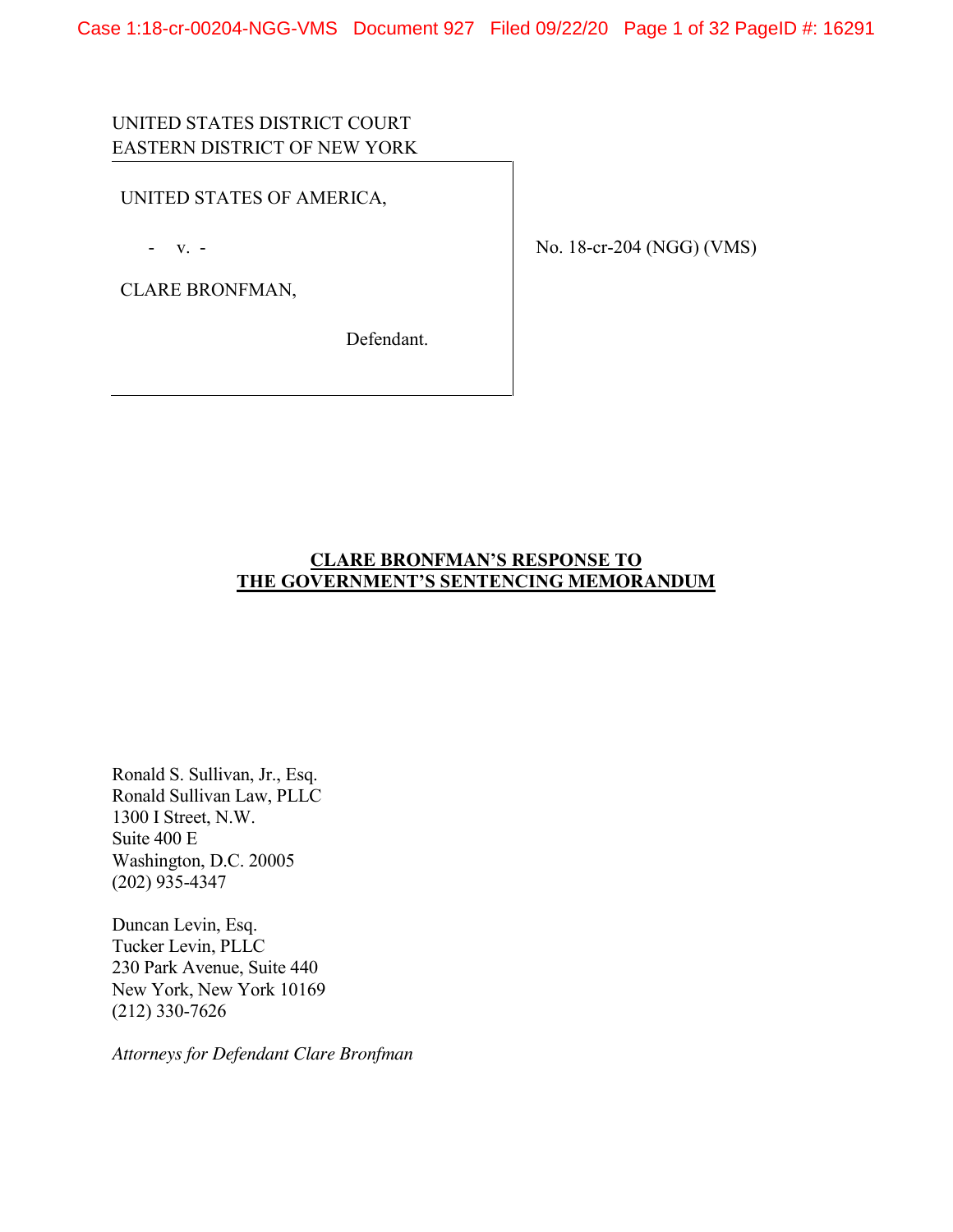UNITED STATES DISTRICT COURT
EASTERN DISTRICT OF NEW YORK

UNITED STATES OF AMERICA,

- v. -

CLARE BRONFMAN,

Defendant.

No. 18-cr-204 (NGG) (VMS)

**CLARE BRONFMAN'S RESPONSE TO THE GOVERNMENT'S SENTENCING MEMORANDUM**

Ronald S. Sullivan, Jr., Esq.
Ronald Sullivan Law, PLLC
1300 I Street, N.W.
Suite 400 E
Washington, D.C. 20005
(202) 935-4347

Duncan Levin, Esq.
Tucker Levin, PLLC
230 Park Avenue, Suite 440
New York, New York 10169
(212) 330-7626

*Attorneys for Defendant Clare Bronfman*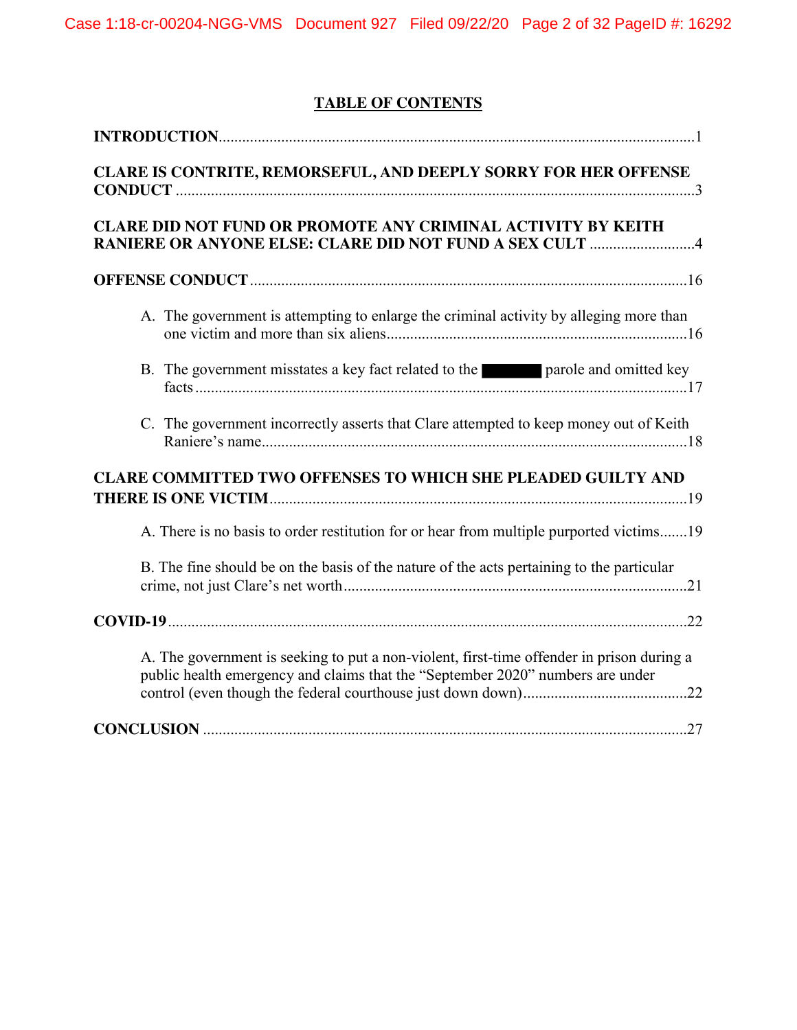## TABLE OF CONTENTS

**INTRODUCTION**.........................................................................................................................1

**CLARE IS CONTRITE, REMORSEFUL, AND DEEPLY SORRY FOR HER OFFENSE CONDUCT** ....................................................................................................................................3

**CLARE DID NOT FUND OR PROMOTE ANY CRIMINAL ACTIVITY BY KEITH RANIERE OR ANYONE ELSE: CLARE DID NOT FUND A SEX CULT** ...........................4

**OFFENSE CONDUCT** ...............................................................................................................16

A. The government is attempting to enlarge the criminal activity by alleging more than one victim and more than six aliens............................................................................16

B. The government misstates a key fact related to the ██████ parole and omitted key facts .............................................................................................................................17

C. The government incorrectly asserts that Clare attempted to keep money out of Keith Raniere's name...........................................................................................................18

**CLARE COMMITTED TWO OFFENSES TO WHICH SHE PLEADED GUILTY AND THERE IS ONE VICTIM**..........................................................................................................19

A. There is no basis to order restitution for or hear from multiple purported victims.......19

B. The fine should be on the basis of the nature of the acts pertaining to the particular crime, not just Clare's net worth.......................................................................................21

**COVID-19**....................................................................................................................................22

A. The government is seeking to put a non-violent, first-time offender in prison during a public health emergency and claims that the "September 2020" numbers are under control (even though the federal courthouse just down down)..........................................22

**CONCLUSION** ...........................................................................................................................27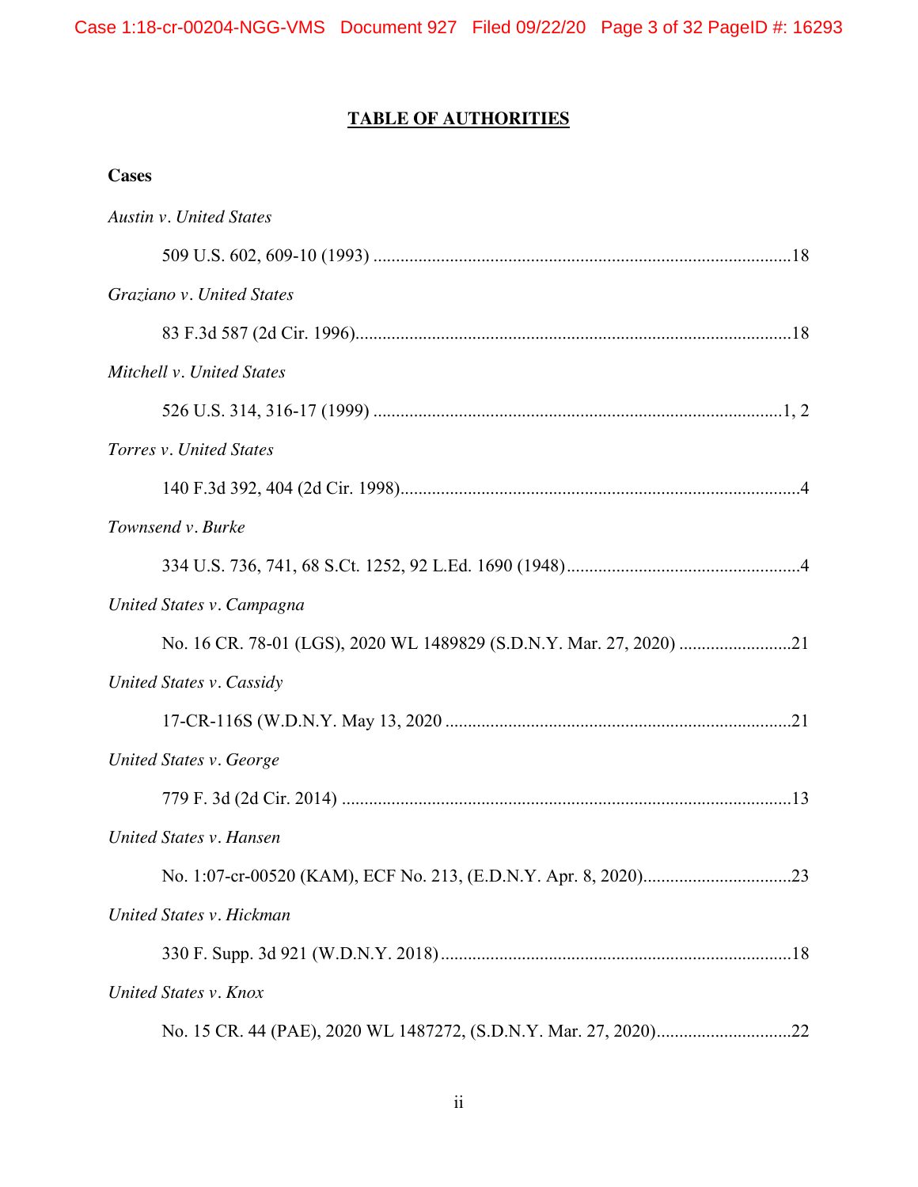# TABLE OF AUTHORITIES

**Cases**

*Austin v. United States*

509 U.S. 602, 609-10 (1993) ....................................................................................18

*Graziano v. United States*

83 F.3d 587 (2d Cir. 1996)........................................................................................18

*Mitchell v. United States*

526 U.S. 314, 316-17 (1999) ....................................................................................1, 2

*Torres v. United States*

140 F.3d 392, 404 (2d Cir. 1998)................................................................................4

*Townsend v. Burke*

334 U.S. 736, 741, 68 S.Ct. 1252, 92 L.Ed. 1690 (1948)..........................................4

*United States v. Campagna*

No. 16 CR. 78-01 (LGS), 2020 WL 1489829 (S.D.N.Y. Mar. 27, 2020) ....................21

*United States v. Cassidy*

17-CR-116S (W.D.N.Y. May 13, 2020 ......................................................................21

*United States v. George*

779 F. 3d (2d Cir. 2014) ............................................................................................13

*United States v. Hansen*

No. 1:07-cr-00520 (KAM), ECF No. 213, (E.D.N.Y. Apr. 8, 2020)..........................23

*United States v. Hickman*

330 F. Supp. 3d 921 (W.D.N.Y. 2018).......................................................................18

*United States v. Knox*

No. 15 CR. 44 (PAE), 2020 WL 1487272, (S.D.N.Y. Mar. 27, 2020)........................22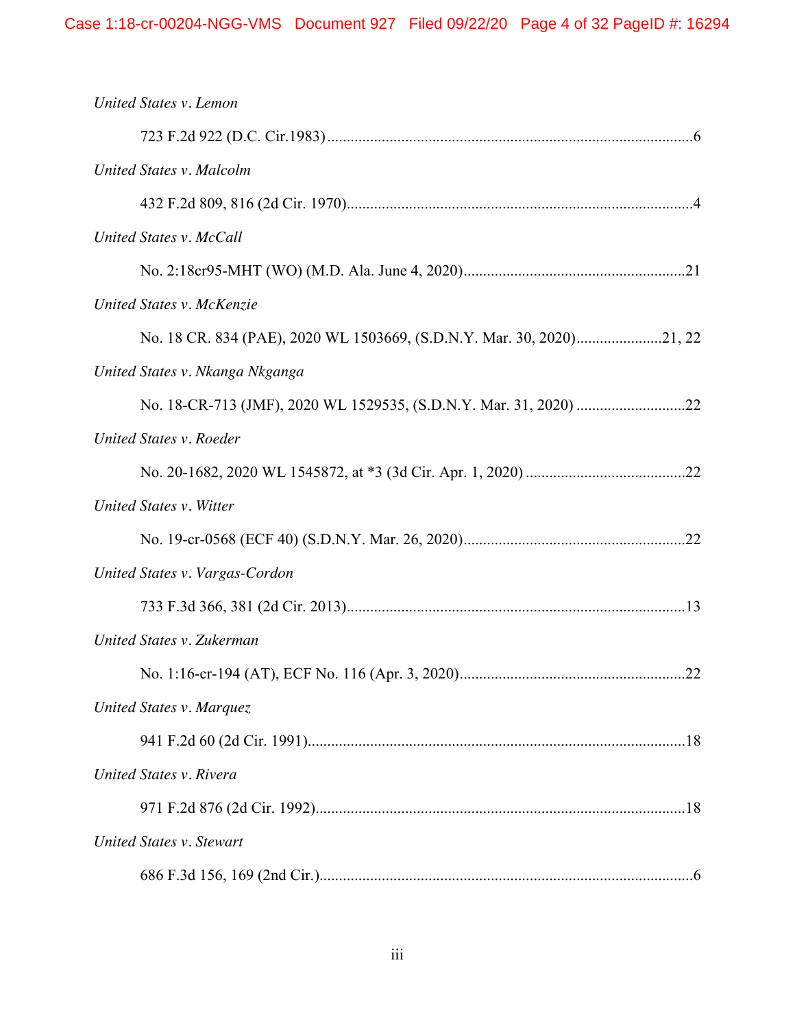*United States v. Lemon*

723 F.2d 922 (D.C. Cir.1983) ............................................................................................6

*United States v. Malcolm*

432 F.2d 809, 816 (2d Cir. 1970)........................................................................................4

*United States v. McCall*

No. 2:18cr95-MHT (WO) (M.D. Ala. June 4, 2020).........................................................21

*United States v. McKenzie*

No. 18 CR. 834 (PAE), 2020 WL 1503669, (S.D.N.Y. Mar. 30, 2020)......................21, 22

*United States v. Nkanga Nkganga*

No. 18-CR-713 (JMF), 2020 WL 1529535, (S.D.N.Y. Mar. 31, 2020) ............................22

*United States v. Roeder*

No. 20-1682, 2020 WL 1545872, at *3 (3d Cir. Apr. 1, 2020) .........................................22

*United States v. Witter*

No. 19-cr-0568 (ECF 40) (S.D.N.Y. Mar. 26, 2020).........................................................22

*United States v. Vargas-Cordon*

733 F.3d 366, 381 (2d Cir. 2013).......................................................................................13

*United States v. Zukerman*

No. 1:16-cr-194 (AT), ECF No. 116 (Apr. 3, 2020)..........................................................22

*United States v. Marquez*

941 F.2d 60 (2d Cir. 1991).................................................................................................18

*United States v. Rivera*

971 F.2d 876 (2d Cir. 1992)...............................................................................................18

*United States v. Stewart*

686 F.3d 156, 169 (2nd Cir.)................................................................................................6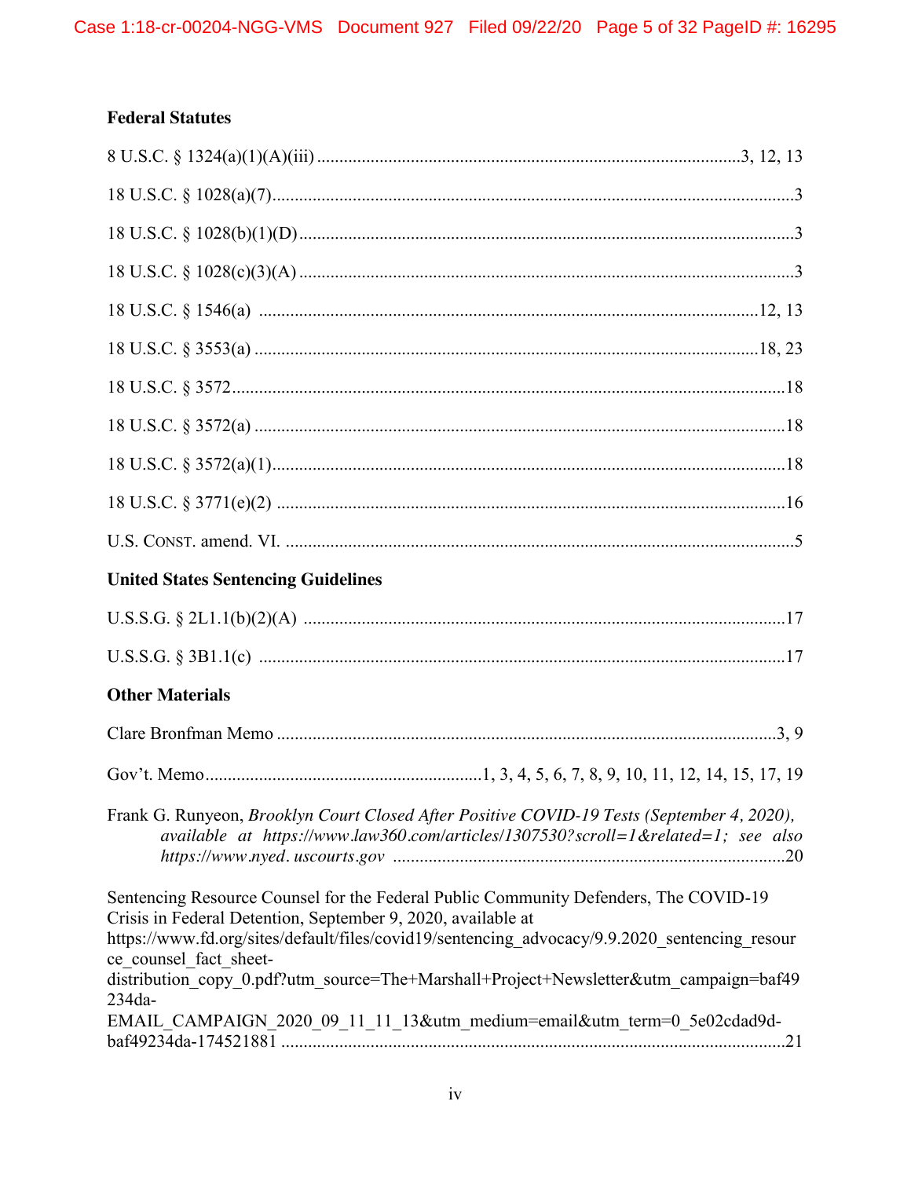**Federal Statutes**

8 U.S.C. § 1324(a)(1)(A)(iii) ....................................................................................3, 12, 13

18 U.S.C. § 1028(a)(7)....................................................................................................3

18 U.S.C. § 1028(b)(1)(D)..............................................................................................3

18 U.S.C. § 1028(c)(3)(A)..............................................................................................3

18 U.S.C. § 1546(a) ..................................................................................................12, 13

18 U.S.C. § 3553(a) ..................................................................................................18, 23

18 U.S.C. § 3572..........................................................................................................18

18 U.S.C. § 3572(a) .....................................................................................................18

18 U.S.C. § 3572(a)(1)..................................................................................................18

18 U.S.C. § 3771(e)(2) .................................................................................................16

U.S. CONST. amend. VI. ..................................................................................................5

**United States Sentencing Guidelines**

U.S.S.G. § 2L1.1(b)(2)(A) ..........................................................................................17

U.S.S.G. § 3B1.1(c) ....................................................................................................17

**Other Materials**

Clare Bronfman Memo ...............................................................................................3, 9

Gov't. Memo.............................................................1, 3, 4, 5, 6, 7, 8, 9, 10, 11, 12, 14, 15, 17, 19

Frank G. Runyeon, *Brooklyn Court Closed After Positive COVID-19 Tests (September 4, 2020), available at https://www.law360.com/articles/1307530?scroll=1&related=1; see also https://www.nyed. uscourts.gov* ........................................................................................20

Sentencing Resource Counsel for the Federal Public Community Defenders, The COVID-19 Crisis in Federal Detention, September 9, 2020, available at https://www.fd.org/sites/default/files/covid19/sentencing_advocacy/9.9.2020_sentencing_resource_counsel_fact_sheet-distribution_copy_0.pdf?utm_source=The+Marshall+Project+Newsletter&utm_campaign=baf49234da-EMAIL_CAMPAIGN_2020_09_11_11_13&utm_medium=email&utm_term=0_5e02cdad9d-baf49234da-174521881 ....................................................................................................21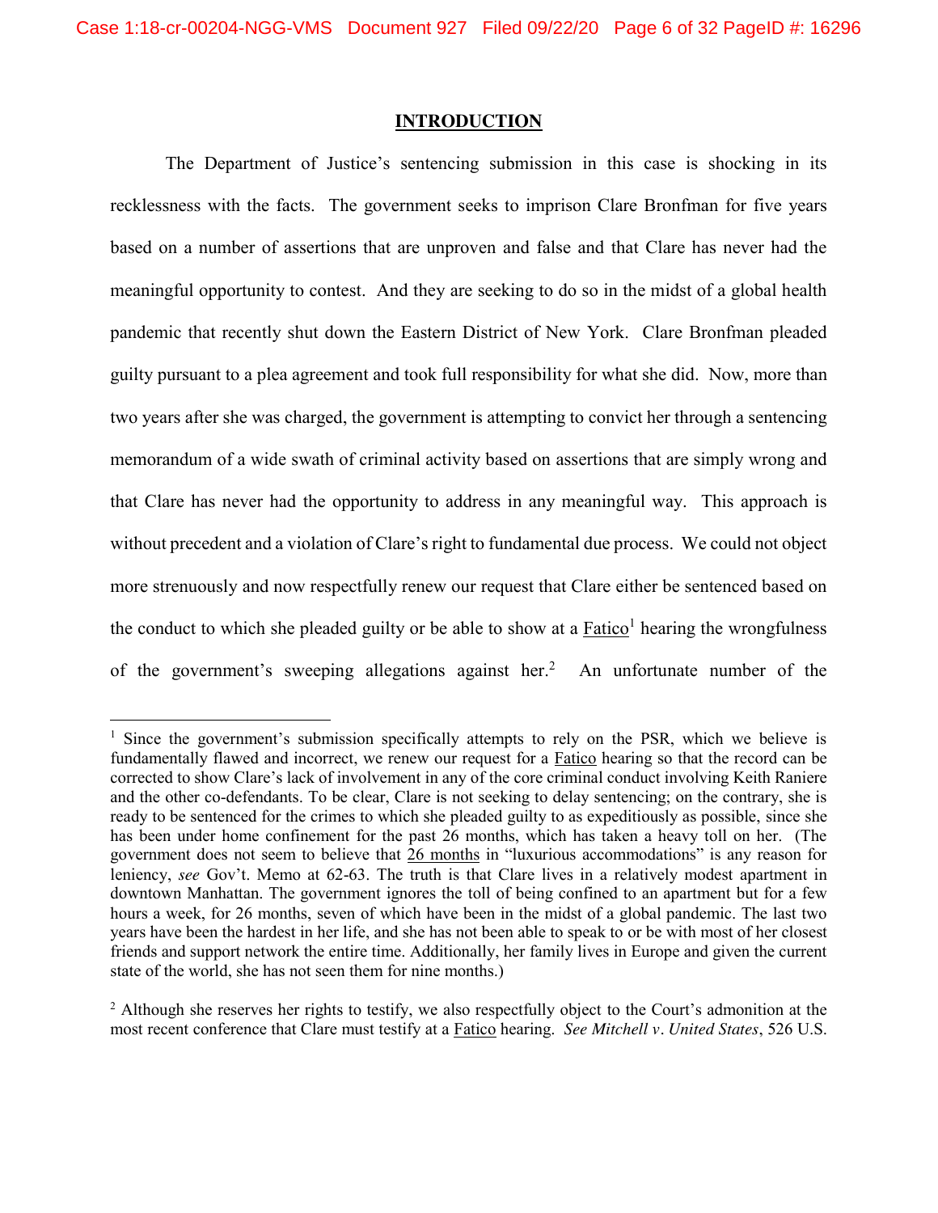## INTRODUCTION

The Department of Justice's sentencing submission in this case is shocking in its recklessness with the facts. The government seeks to imprison Clare Bronfman for five years based on a number of assertions that are unproven and false and that Clare has never had the meaningful opportunity to contest. And they are seeking to do so in the midst of a global health pandemic that recently shut down the Eastern District of New York. Clare Bronfman pleaded guilty pursuant to a plea agreement and took full responsibility for what she did. Now, more than two years after she was charged, the government is attempting to convict her through a sentencing memorandum of a wide swath of criminal activity based on assertions that are simply wrong and that Clare has never had the opportunity to address in any meaningful way. This approach is without precedent and a violation of Clare's right to fundamental due process. We could not object more strenuously and now respectfully renew our request that Clare either be sentenced based on the conduct to which she pleaded guilty or be able to show at a Fatico[1] hearing the wrongfulness of the government's sweeping allegations against her.[2] An unfortunate number of the

---

[1] Since the government's submission specifically attempts to rely on the PSR, which we believe is fundamentally flawed and incorrect, we renew our request for a Fatico hearing so that the record can be corrected to show Clare's lack of involvement in any of the core criminal conduct involving Keith Raniere and the other co-defendants. To be clear, Clare is not seeking to delay sentencing; on the contrary, she is ready to be sentenced for the crimes to which she pleaded guilty to as expeditiously as possible, since she has been under home confinement for the past 26 months, which has taken a heavy toll on her. (The government does not seem to believe that 26 months in "luxurious accommodations" is any reason for leniency, *see* Gov't. Memo at 62-63. The truth is that Clare lives in a relatively modest apartment in downtown Manhattan. The government ignores the toll of being confined to an apartment but for a few hours a week, for 26 months, seven of which have been in the midst of a global pandemic. The last two years have been the hardest in her life, and she has not been able to speak to or be with most of her closest friends and support network the entire time. Additionally, her family lives in Europe and given the current state of the world, she has not seen them for nine months.)

[2] Although she reserves her rights to testify, we also respectfully object to the Court's admonition at the most recent conference that Clare must testify at a Fatico hearing. *See Mitchell v. United States*, 526 U.S.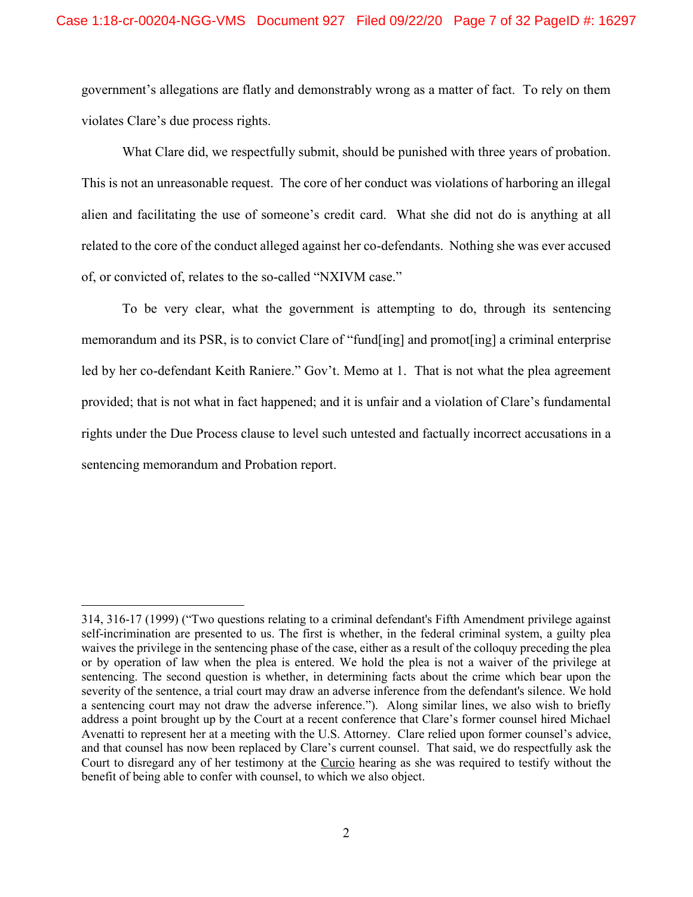government's allegations are flatly and demonstrably wrong as a matter of fact. To rely on them violates Clare's due process rights.

What Clare did, we respectfully submit, should be punished with three years of probation. This is not an unreasonable request. The core of her conduct was violations of harboring an illegal alien and facilitating the use of someone's credit card. What she did not do is anything at all related to the core of the conduct alleged against her co-defendants. Nothing she was ever accused of, or convicted of, relates to the so-called "NXIVM case."

To be very clear, what the government is attempting to do, through its sentencing memorandum and its PSR, is to convict Clare of "fund[ing] and promot[ing] a criminal enterprise led by her co-defendant Keith Raniere." Gov't. Memo at 1. That is not what the plea agreement provided; that is not what in fact happened; and it is unfair and a violation of Clare's fundamental rights under the Due Process clause to level such untested and factually incorrect accusations in a sentencing memorandum and Probation report.

---

314, 316-17 (1999) ("Two questions relating to a criminal defendant's Fifth Amendment privilege against self-incrimination are presented to us. The first is whether, in the federal criminal system, a guilty plea waives the privilege in the sentencing phase of the case, either as a result of the colloquy preceding the plea or by operation of law when the plea is entered. We hold the plea is not a waiver of the privilege at sentencing. The second question is whether, in determining facts about the crime which bear upon the severity of the sentence, a trial court may draw an adverse inference from the defendant's silence. We hold a sentencing court may not draw the adverse inference."). Along similar lines, we also wish to briefly address a point brought up by the Court at a recent conference that Clare's former counsel hired Michael Avenatti to represent her at a meeting with the U.S. Attorney. Clare relied upon former counsel's advice, and that counsel has now been replaced by Clare's current counsel. That said, we do respectfully ask the Court to disregard any of her testimony at the Curcio hearing as she was required to testify without the benefit of being able to confer with counsel, to which we also object.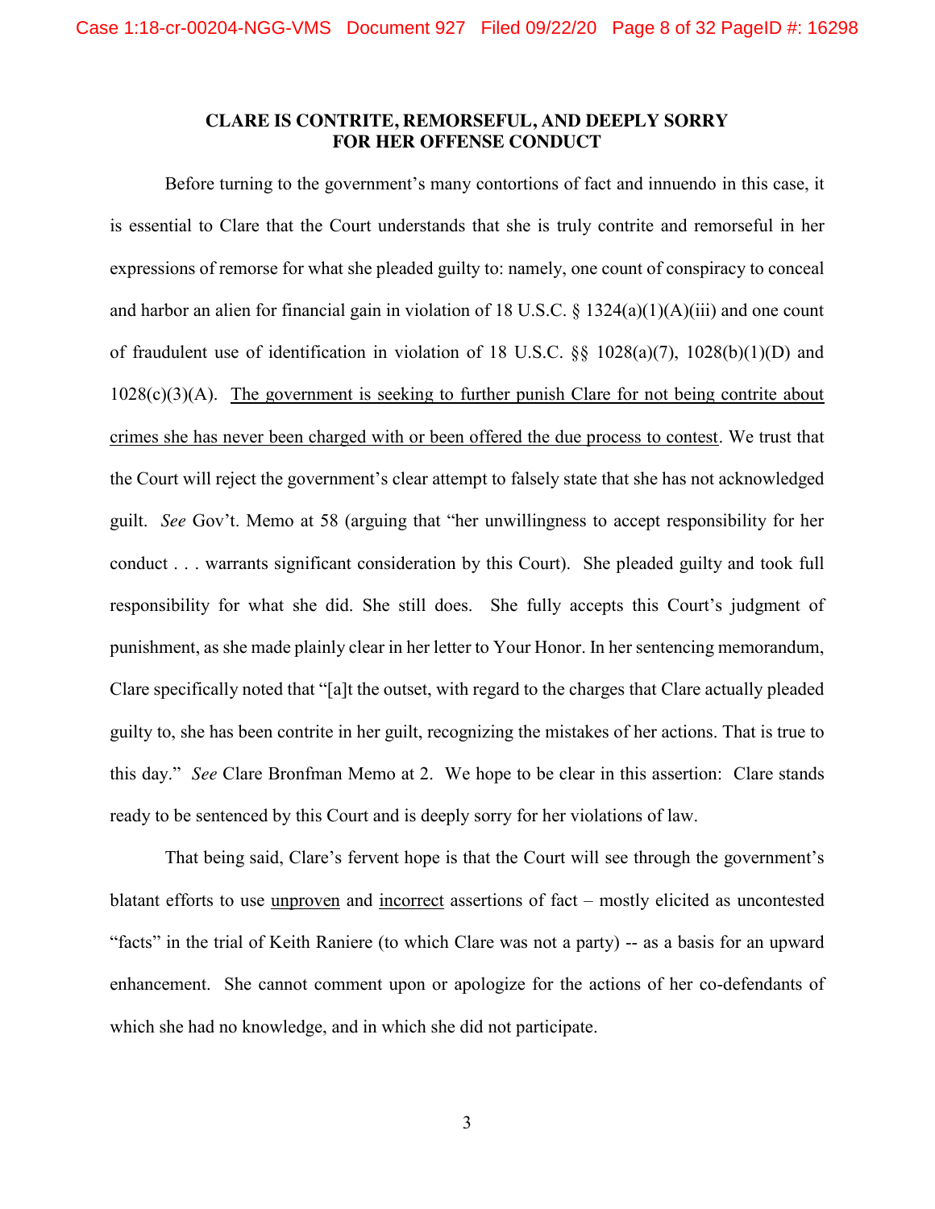## CLARE IS CONTRITE, REMORSEFUL, AND DEEPLY SORRY FOR HER OFFENSE CONDUCT

Before turning to the government's many contortions of fact and innuendo in this case, it is essential to Clare that the Court understands that she is truly contrite and remorseful in her expressions of remorse for what she pleaded guilty to: namely, one count of conspiracy to conceal and harbor an alien for financial gain in violation of 18 U.S.C. § 1324(a)(1)(A)(iii) and one count of fraudulent use of identification in violation of 18 U.S.C. §§ 1028(a)(7), 1028(b)(1)(D) and 1028(c)(3)(A). <u>The government is seeking to further punish Clare for not being contrite about crimes she has never been charged with or been offered the due process to contest</u>. We trust that the Court will reject the government's clear attempt to falsely state that she has not acknowledged guilt. *See* Gov't. Memo at 58 (arguing that "her unwillingness to accept responsibility for her conduct . . . warrants significant consideration by this Court). She pleaded guilty and took full responsibility for what she did. She still does. She fully accepts this Court's judgment of punishment, as she made plainly clear in her letter to Your Honor. In her sentencing memorandum, Clare specifically noted that "[a]t the outset, with regard to the charges that Clare actually pleaded guilty to, she has been contrite in her guilt, recognizing the mistakes of her actions. That is true to this day." *See* Clare Bronfman Memo at 2. We hope to be clear in this assertion: Clare stands ready to be sentenced by this Court and is deeply sorry for her violations of law.

That being said, Clare's fervent hope is that the Court will see through the government's blatant efforts to use <u>unproven</u> and <u>incorrect</u> assertions of fact – mostly elicited as uncontested "facts" in the trial of Keith Raniere (to which Clare was not a party) -- as a basis for an upward enhancement. She cannot comment upon or apologize for the actions of her co-defendants of which she had no knowledge, and in which she did not participate.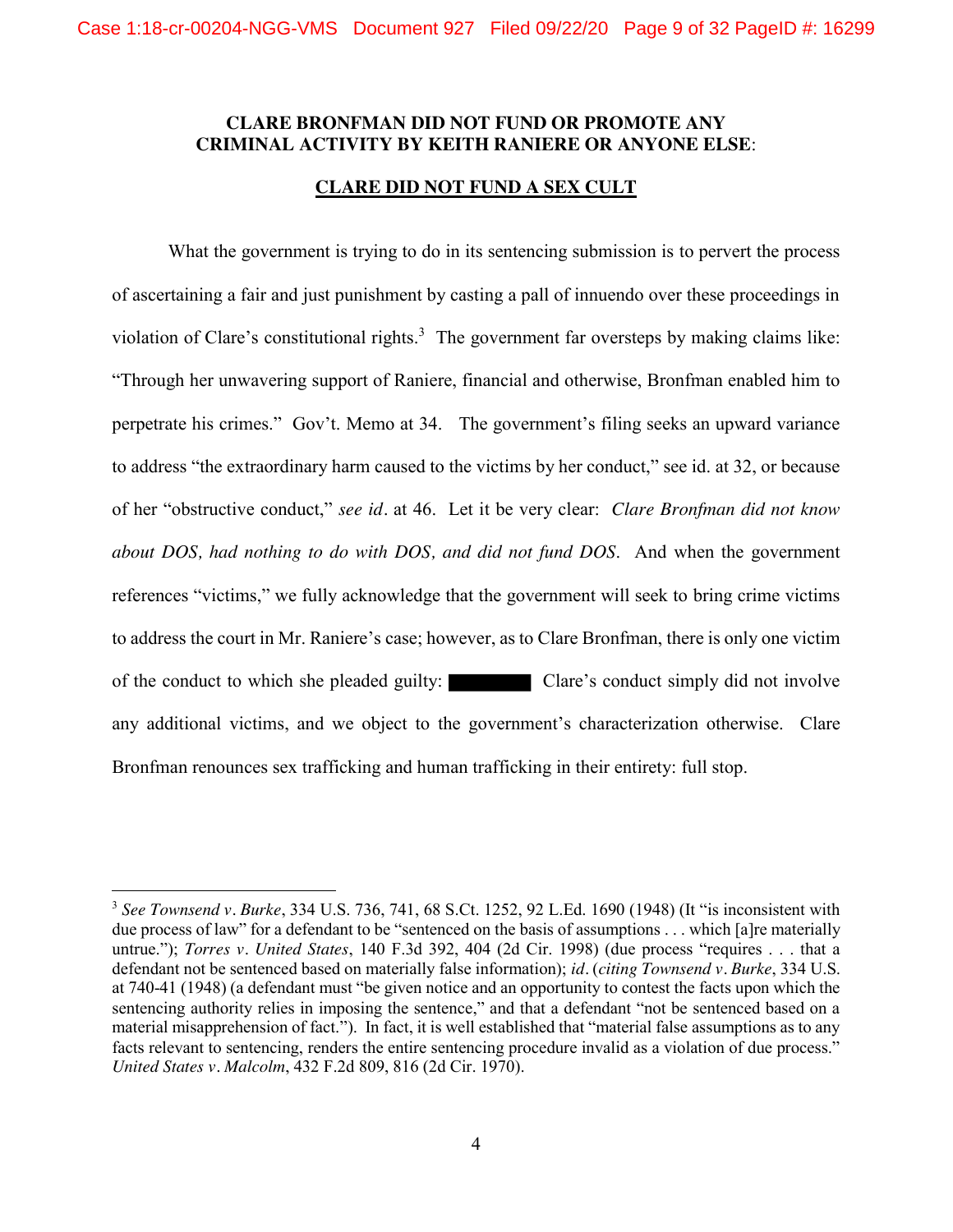**CLARE BRONFMAN DID NOT FUND OR PROMOTE ANY CRIMINAL ACTIVITY BY KEITH RANIERE OR ANYONE ELSE**:

**CLARE DID NOT FUND A SEX CULT**

What the government is trying to do in its sentencing submission is to pervert the process of ascertaining a fair and just punishment by casting a pall of innuendo over these proceedings in violation of Clare's constitutional rights.[3] The government far oversteps by making claims like: "Through her unwavering support of Raniere, financial and otherwise, Bronfman enabled him to perpetrate his crimes." Gov't. Memo at 34. The government's filing seeks an upward variance to address "the extraordinary harm caused to the victims by her conduct," see id. at 32, or because of her "obstructive conduct," *see id*. at 46. Let it be very clear: *Clare Bronfman did not know about DOS, had nothing to do with DOS, and did not fund DOS*. And when the government references "victims," we fully acknowledge that the government will seek to bring crime victims to address the court in Mr. Raniere's case; however, as to Clare Bronfman, there is only one victim of the conduct to which she pleaded guilty: [REDACTED] Clare's conduct simply did not involve any additional victims, and we object to the government's characterization otherwise. Clare Bronfman renounces sex trafficking and human trafficking in their entirety: full stop.

---

[3] *See Townsend v. Burke*, 334 U.S. 736, 741, 68 S.Ct. 1252, 92 L.Ed. 1690 (1948) (It "is inconsistent with due process of law" for a defendant to be "sentenced on the basis of assumptions . . . which [a]re materially untrue."); *Torres v. United States*, 140 F.3d 392, 404 (2d Cir. 1998) (due process "requires . . . that a defendant not be sentenced based on materially false information); *id*. (*citing Townsend v. Burke*, 334 U.S. at 740-41 (1948) (a defendant must "be given notice and an opportunity to contest the facts upon which the sentencing authority relies in imposing the sentence," and that a defendant "not be sentenced based on a material misapprehension of fact."). In fact, it is well established that "material false assumptions as to any facts relevant to sentencing, renders the entire sentencing procedure invalid as a violation of due process." *United States v. Malcolm*, 432 F.2d 809, 816 (2d Cir. 1970).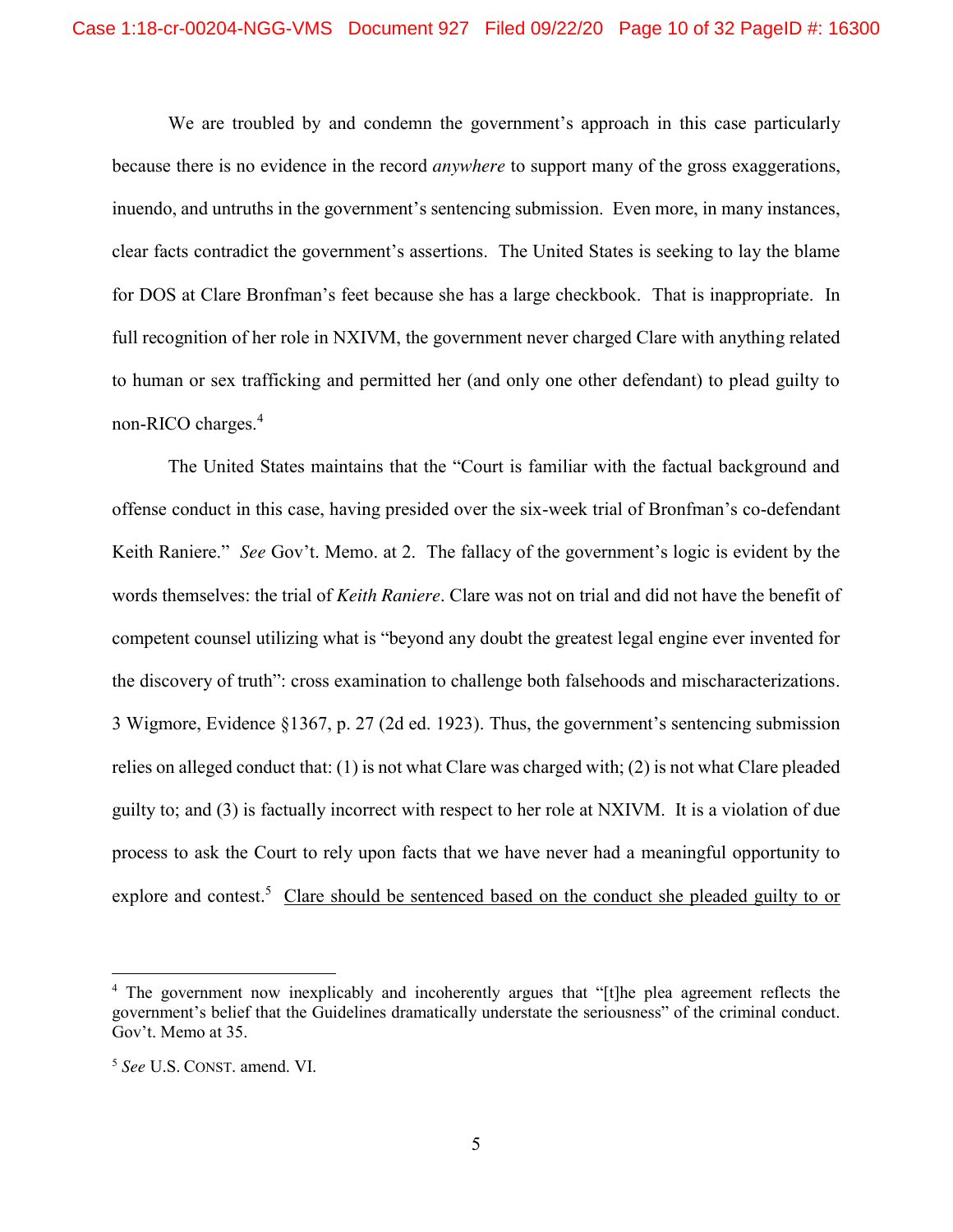We are troubled by and condemn the government's approach in this case particularly because there is no evidence in the record *anywhere* to support many of the gross exaggerations, inuendo, and untruths in the government's sentencing submission. Even more, in many instances, clear facts contradict the government's assertions. The United States is seeking to lay the blame for DOS at Clare Bronfman's feet because she has a large checkbook. That is inappropriate. In full recognition of her role in NXIVM, the government never charged Clare with anything related to human or sex trafficking and permitted her (and only one other defendant) to plead guilty to non-RICO charges.[4]

The United States maintains that the "Court is familiar with the factual background and offense conduct in this case, having presided over the six-week trial of Bronfman's co-defendant Keith Raniere." *See* Gov't. Memo. at 2. The fallacy of the government's logic is evident by the words themselves: the trial of *Keith Raniere*. Clare was not on trial and did not have the benefit of competent counsel utilizing what is "beyond any doubt the greatest legal engine ever invented for the discovery of truth": cross examination to challenge both falsehoods and mischaracterizations. 3 Wigmore, Evidence §1367, p. 27 (2d ed. 1923). Thus, the government's sentencing submission relies on alleged conduct that: (1) is not what Clare was charged with; (2) is not what Clare pleaded guilty to; and (3) is factually incorrect with respect to her role at NXIVM. It is a violation of due process to ask the Court to rely upon facts that we have never had a meaningful opportunity to explore and contest.[5] <u>Clare should be sentenced based on the conduct she pleaded guilty to or</u>

---

[4] The government now inexplicably and incoherently argues that "[t]he plea agreement reflects the government's belief that the Guidelines dramatically understate the seriousness" of the criminal conduct. Gov't. Memo at 35.

[5] *See* U.S. CONST. amend. VI.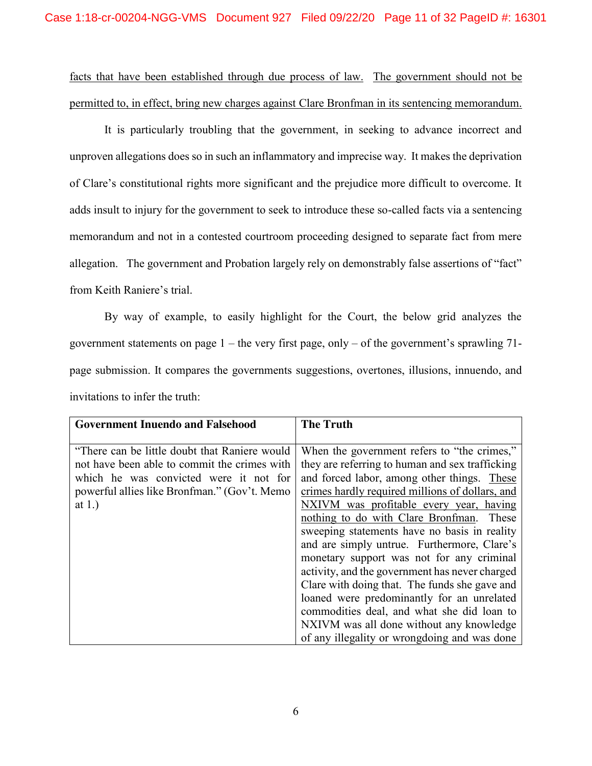<u>facts that have been established through due process of law.</u> <u>The government should not be permitted to, in effect, bring new charges against Clare Bronfman in its sentencing memorandum.</u>

It is particularly troubling that the government, in seeking to advance incorrect and unproven allegations does so in such an inflammatory and imprecise way. It makes the deprivation of Clare's constitutional rights more significant and the prejudice more difficult to overcome. It adds insult to injury for the government to seek to introduce these so-called facts via a sentencing memorandum and not in a contested courtroom proceeding designed to separate fact from mere allegation. The government and Probation largely rely on demonstrably false assertions of "fact" from Keith Raniere's trial.

By way of example, to easily highlight for the Court, the below grid analyzes the government statements on page 1 – the very first page, only – of the government's sprawling 71-page submission. It compares the governments suggestions, overtones, illusions, innuendo, and invitations to infer the truth:

| **Government Inuendo and Falsehood** | **The Truth** |
|---|---|
| "There can be little doubt that Raniere would not have been able to commit the crimes with which he was convicted were it not for powerful allies like Bronfman." (Gov't. Memo at 1.) | When the government refers to "the crimes," they are referring to human and sex trafficking and forced labor, among other things. <u>These crimes hardly required millions of dollars, and NXIVM was profitable every year, having nothing to do with Clare Bronfman</u>. These sweeping statements have no basis in reality and are simply untrue. Furthermore, Clare's monetary support was not for any criminal activity, and the government has never charged Clare with doing that. The funds she gave and loaned were predominantly for an unrelated commodities deal, and what she did loan to NXIVM was all done without any knowledge of any illegality or wrongdoing and was done |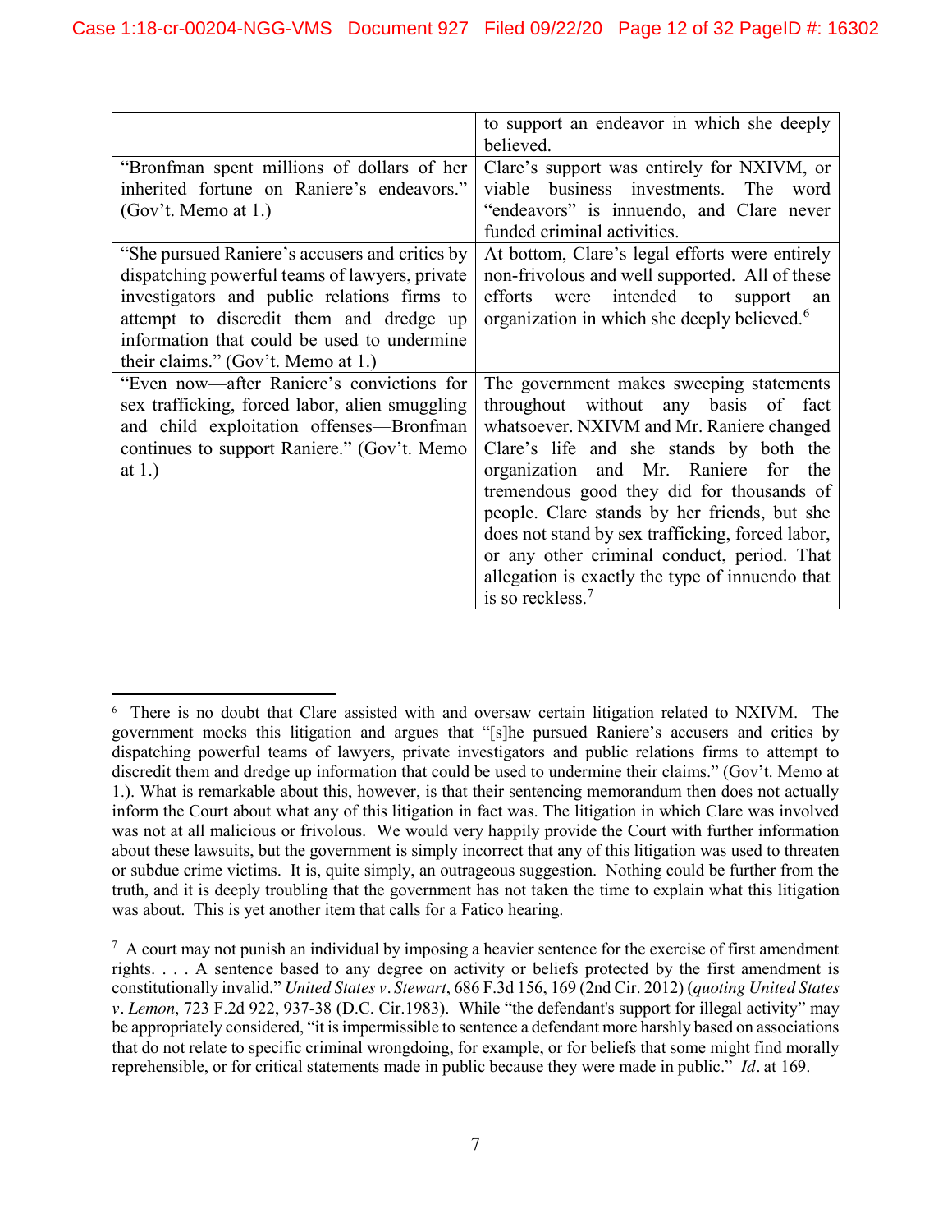| | |
|---|---|
| | to support an endeavor in which she deeply believed. |
| "Bronfman spent millions of dollars of her inherited fortune on Raniere's endeavors." (Gov't. Memo at 1.) | Clare's support was entirely for NXIVM, or viable business investments. The word "endeavors" is innuendo, and Clare never funded criminal activities. |
| "She pursued Raniere's accusers and critics by dispatching powerful teams of lawyers, private investigators and public relations firms to attempt to discredit them and dredge up information that could be used to undermine their claims." (Gov't. Memo at 1.) | At bottom, Clare's legal efforts were entirely non-frivolous and well supported. All of these efforts were intended to support an organization in which she deeply believed.[6] |
| "Even now—after Raniere's convictions for sex trafficking, forced labor, alien smuggling and child exploitation offenses—Bronfman continues to support Raniere." (Gov't. Memo at 1.) | The government makes sweeping statements throughout without any basis of fact whatsoever. NXIVM and Mr. Raniere changed Clare's life and she stands by both the organization and Mr. Raniere for the tremendous good they did for thousands of people. Clare stands by her friends, but she does not stand by sex trafficking, forced labor, or any other criminal conduct, period. That allegation is exactly the type of innuendo that is so reckless.[7] |

[6] There is no doubt that Clare assisted with and oversaw certain litigation related to NXIVM. The government mocks this litigation and argues that "[s]he pursued Raniere's accusers and critics by dispatching powerful teams of lawyers, private investigators and public relations firms to attempt to discredit them and dredge up information that could be used to undermine their claims." (Gov't. Memo at 1.). What is remarkable about this, however, is that their sentencing memorandum then does not actually inform the Court about what any of this litigation in fact was. The litigation in which Clare was involved was not at all malicious or frivolous. We would very happily provide the Court with further information about these lawsuits, but the government is simply incorrect that any of this litigation was used to threaten or subdue crime victims. It is, quite simply, an outrageous suggestion. Nothing could be further from the truth, and it is deeply troubling that the government has not taken the time to explain what this litigation was about. This is yet another item that calls for a Fatico hearing.

[7] A court may not punish an individual by imposing a heavier sentence for the exercise of first amendment rights. . . . A sentence based to any degree on activity or beliefs protected by the first amendment is constitutionally invalid." *United States v. Stewart*, 686 F.3d 156, 169 (2nd Cir. 2012) (*quoting United States v. Lemon*, 723 F.2d 922, 937-38 (D.C. Cir.1983). While "the defendant's support for illegal activity" may be appropriately considered, "it is impermissible to sentence a defendant more harshly based on associations that do not relate to specific criminal wrongdoing, for example, or for beliefs that some might find morally reprehensible, or for critical statements made in public because they were made in public." *Id*. at 169.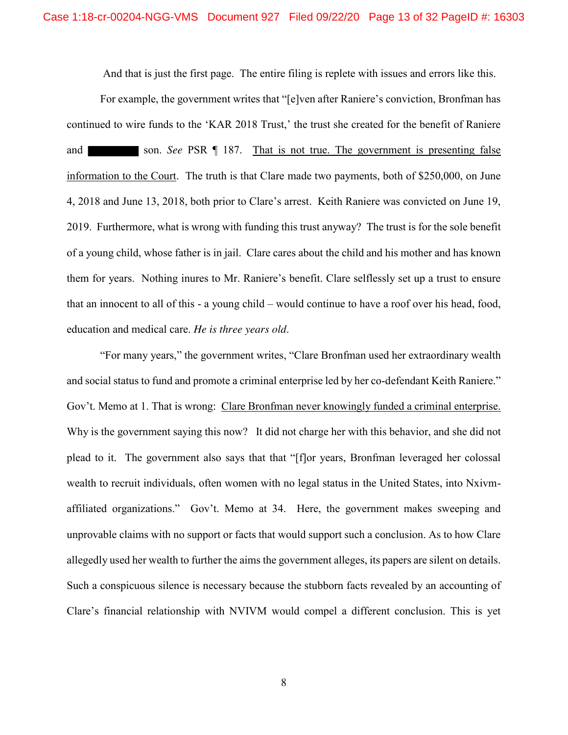And that is just the first page. The entire filing is replete with issues and errors like this.

For example, the government writes that "[e]ven after Raniere's conviction, Bronfman has continued to wire funds to the 'KAR 2018 Trust,' the trust she created for the benefit of Raniere and ██████ son. *See* PSR ¶ 187. <u>That is not true. The government is presenting false information to the Court</u>. The truth is that Clare made two payments, both of $250,000, on June 4, 2018 and June 13, 2018, both prior to Clare's arrest. Keith Raniere was convicted on June 19, 2019. Furthermore, what is wrong with funding this trust anyway? The trust is for the sole benefit of a young child, whose father is in jail. Clare cares about the child and his mother and has known them for years. Nothing inures to Mr. Raniere's benefit. Clare selflessly set up a trust to ensure that an innocent to all of this - a young child – would continue to have a roof over his head, food, education and medical care. *He is three years old*.

"For many years," the government writes, "Clare Bronfman used her extraordinary wealth and social status to fund and promote a criminal enterprise led by her co-defendant Keith Raniere." Gov't. Memo at 1. That is wrong: <u>Clare Bronfman never knowingly funded a criminal enterprise.</u> Why is the government saying this now? It did not charge her with this behavior, and she did not plead to it. The government also says that that "[f]or years, Bronfman leveraged her colossal wealth to recruit individuals, often women with no legal status in the United States, into Nxivm-affiliated organizations." Gov't. Memo at 34. Here, the government makes sweeping and unprovable claims with no support or facts that would support such a conclusion. As to how Clare allegedly used her wealth to further the aims the government alleges, its papers are silent on details. Such a conspicuous silence is necessary because the stubborn facts revealed by an accounting of Clare's financial relationship with NVIVM would compel a different conclusion. This is yet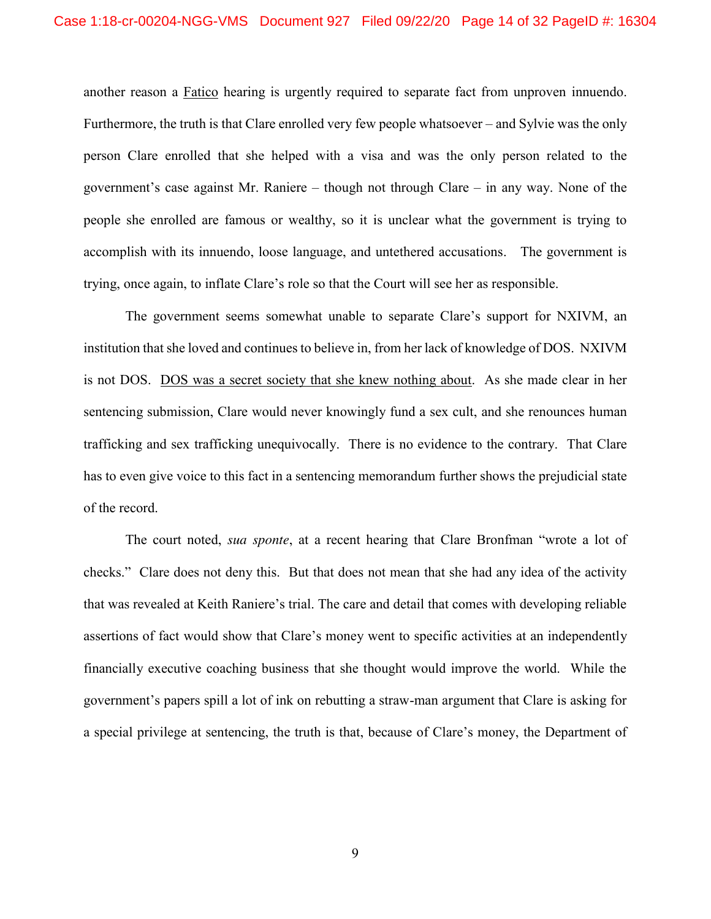another reason a <u>Fatico</u> hearing is urgently required to separate fact from unproven innuendo. Furthermore, the truth is that Clare enrolled very few people whatsoever – and Sylvie was the only person Clare enrolled that she helped with a visa and was the only person related to the government's case against Mr. Raniere – though not through Clare – in any way. None of the people she enrolled are famous or wealthy, so it is unclear what the government is trying to accomplish with its innuendo, loose language, and untethered accusations. The government is trying, once again, to inflate Clare's role so that the Court will see her as responsible.

The government seems somewhat unable to separate Clare's support for NXIVM, an institution that she loved and continues to believe in, from her lack of knowledge of DOS. NXIVM is not DOS. <u>DOS was a secret society that she knew nothing about</u>. As she made clear in her sentencing submission, Clare would never knowingly fund a sex cult, and she renounces human trafficking and sex trafficking unequivocally. There is no evidence to the contrary. That Clare has to even give voice to this fact in a sentencing memorandum further shows the prejudicial state of the record.

The court noted, *sua sponte*, at a recent hearing that Clare Bronfman "wrote a lot of checks." Clare does not deny this. But that does not mean that she had any idea of the activity that was revealed at Keith Raniere's trial. The care and detail that comes with developing reliable assertions of fact would show that Clare's money went to specific activities at an independently financially executive coaching business that she thought would improve the world. While the government's papers spill a lot of ink on rebutting a straw-man argument that Clare is asking for a special privilege at sentencing, the truth is that, because of Clare's money, the Department of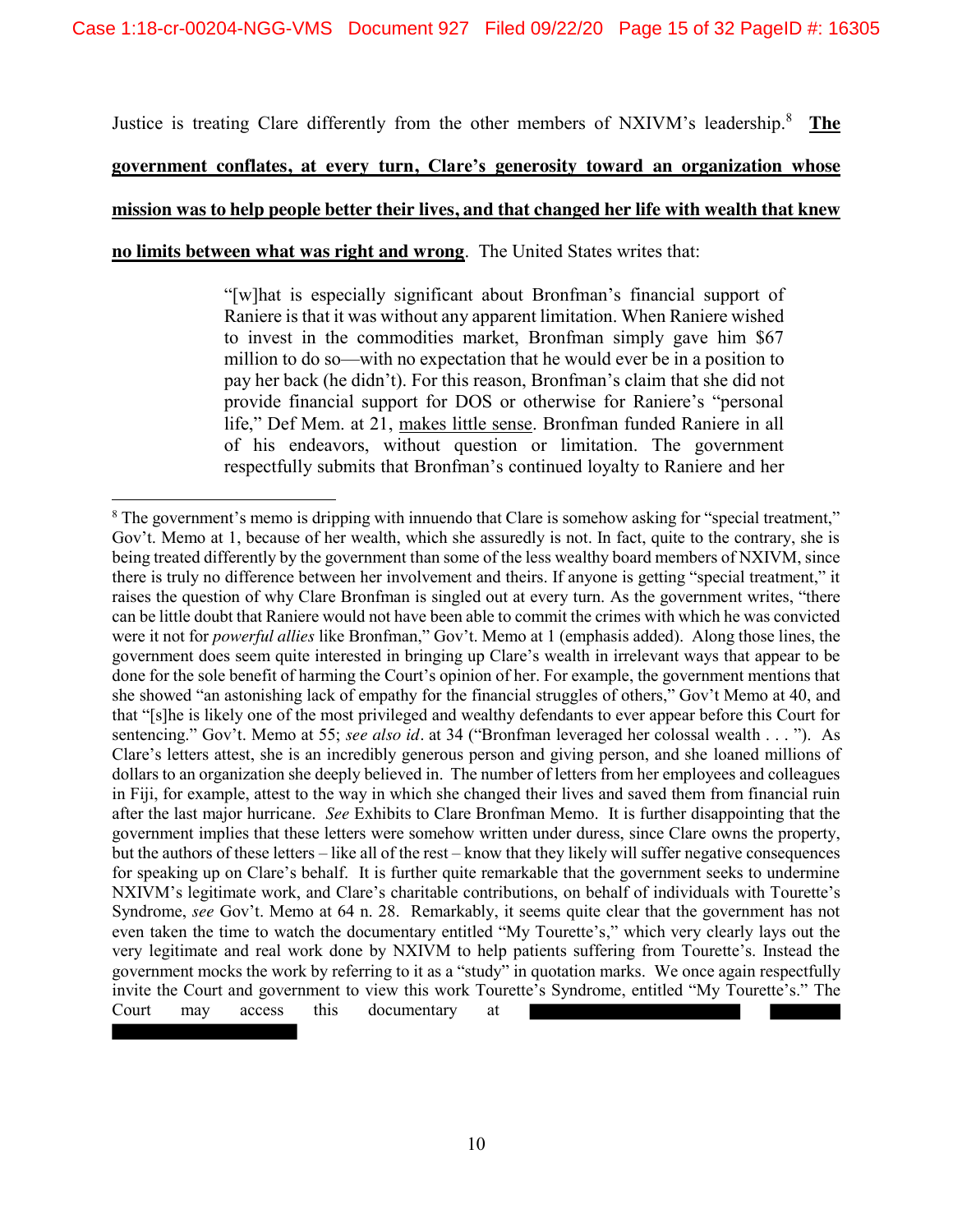Justice is treating Clare differently from the other members of NXIVM's leadership.[8] **<u>The government conflates, at every turn, Clare's generosity toward an organization whose mission was to help people better their lives, and that changed her life with wealth that knew no limits between what was right and wrong</u>**. The United States writes that:

> "[w]hat is especially significant about Bronfman's financial support of Raniere is that it was without any apparent limitation. When Raniere wished to invest in the commodities market, Bronfman simply gave him $67 million to do so—with no expectation that he would ever be in a position to pay her back (he didn't). For this reason, Bronfman's claim that she did not provide financial support for DOS or otherwise for Raniere's "personal life," Def Mem. at 21, <u>makes little sense</u>. Bronfman funded Raniere in all of his endeavors, without question or limitation. The government respectfully submits that Bronfman's continued loyalty to Raniere and her

---

[8] The government's memo is dripping with innuendo that Clare is somehow asking for "special treatment," Gov't. Memo at 1, because of her wealth, which she assuredly is not. In fact, quite to the contrary, she is being treated differently by the government than some of the less wealthy board members of NXIVM, since there is truly no difference between her involvement and theirs. If anyone is getting "special treatment," it raises the question of why Clare Bronfman is singled out at every turn. As the government writes, "there can be little doubt that Raniere would not have been able to commit the crimes with which he was convicted were it not for *powerful allies* like Bronfman," Gov't. Memo at 1 (emphasis added). Along those lines, the government does seem quite interested in bringing up Clare's wealth in irrelevant ways that appear to be done for the sole benefit of harming the Court's opinion of her. For example, the government mentions that she showed "an astonishing lack of empathy for the financial struggles of others," Gov't Memo at 40, and that "[s]he is likely one of the most privileged and wealthy defendants to ever appear before this Court for sentencing." Gov't. Memo at 55; *see also id*. at 34 ("Bronfman leveraged her colossal wealth . . . "). As Clare's letters attest, she is an incredibly generous person and giving person, and she loaned millions of dollars to an organization she deeply believed in. The number of letters from her employees and colleagues in Fiji, for example, attest to the way in which she changed their lives and saved them from financial ruin after the last major hurricane. *See* Exhibits to Clare Bronfman Memo. It is further disappointing that the government implies that these letters were somehow written under duress, since Clare owns the property, but the authors of these letters – like all of the rest – know that they likely will suffer negative consequences for speaking up on Clare's behalf. It is further quite remarkable that the government seeks to undermine NXIVM's legitimate work, and Clare's charitable contributions, on behalf of individuals with Tourette's Syndrome, *see* Gov't. Memo at 64 n. 28. Remarkably, it seems quite clear that the government has not even taken the time to watch the documentary entitled "My Tourette's," which very clearly lays out the very legitimate and real work done by NXIVM to help patients suffering from Tourette's. Instead the government mocks the work by referring to it as a "study" in quotation marks. We once again respectfully invite the Court and government to view this work Tourette's Syndrome, entitled "My Tourette's." The Court may access this documentary at [REDACTED]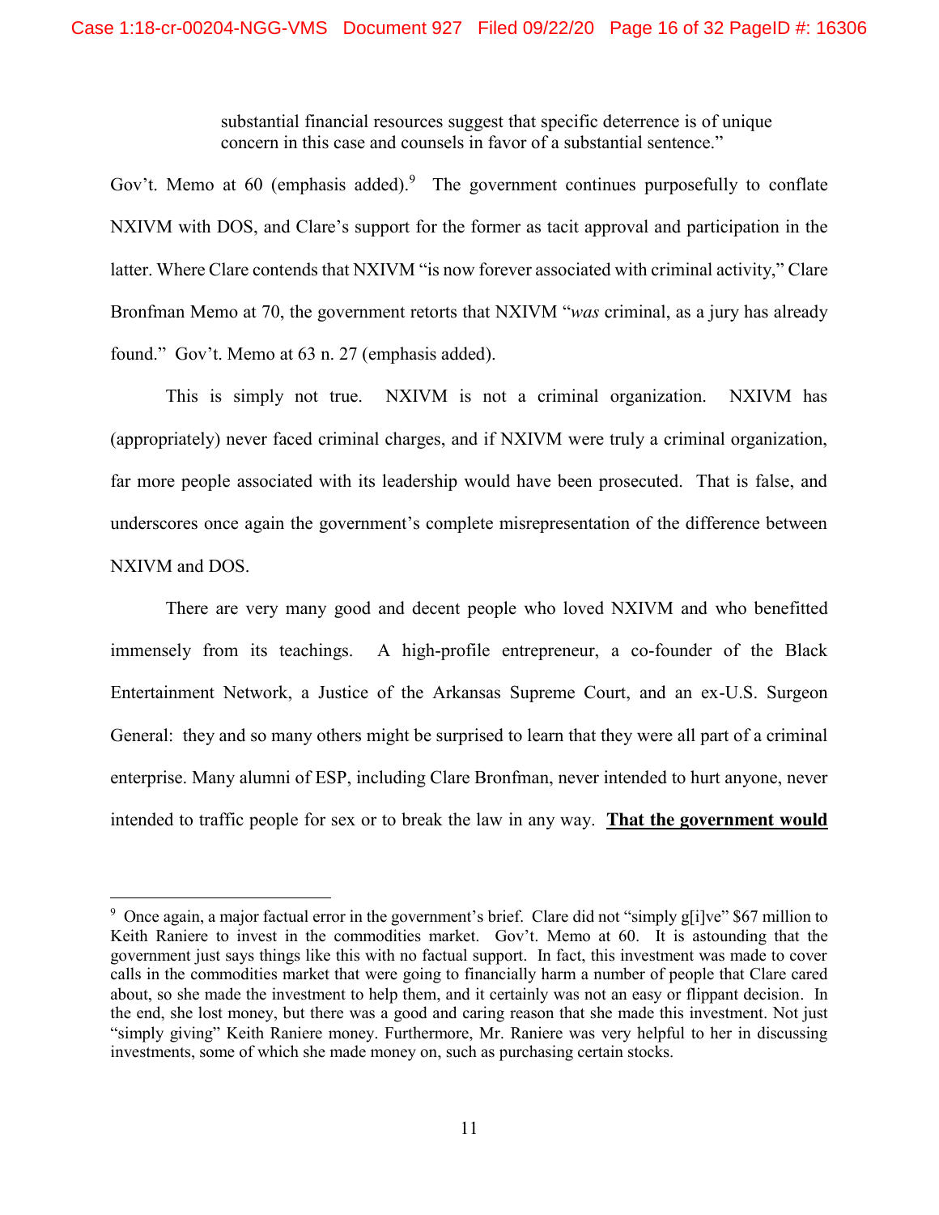substantial financial resources suggest that specific deterrence is of unique concern in this case and counsels in favor of a substantial sentence."

Gov't. Memo at 60 (emphasis added).[9] The government continues purposefully to conflate NXIVM with DOS, and Clare's support for the former as tacit approval and participation in the latter. Where Clare contends that NXIVM "is now forever associated with criminal activity," Clare Bronfman Memo at 70, the government retorts that NXIVM "*was* criminal, as a jury has already found." Gov't. Memo at 63 n. 27 (emphasis added).

This is simply not true. NXIVM is not a criminal organization. NXIVM has (appropriately) never faced criminal charges, and if NXIVM were truly a criminal organization, far more people associated with its leadership would have been prosecuted. That is false, and underscores once again the government's complete misrepresentation of the difference between NXIVM and DOS.

There are very many good and decent people who loved NXIVM and who benefitted immensely from its teachings. A high-profile entrepreneur, a co-founder of the Black Entertainment Network, a Justice of the Arkansas Supreme Court, and an ex-U.S. Surgeon General: they and so many others might be surprised to learn that they were all part of a criminal enterprise. Many alumni of ESP, including Clare Bronfman, never intended to hurt anyone, never intended to traffic people for sex or to break the law in any way. **That the government would**

---

[9] Once again, a major factual error in the government's brief. Clare did not "simply g[i]ve" $67 million to Keith Raniere to invest in the commodities market. Gov't. Memo at 60. It is astounding that the government just says things like this with no factual support. In fact, this investment was made to cover calls in the commodities market that were going to financially harm a number of people that Clare cared about, so she made the investment to help them, and it certainly was not an easy or flippant decision. In the end, she lost money, but there was a good and caring reason that she made this investment. Not just "simply giving" Keith Raniere money. Furthermore, Mr. Raniere was very helpful to her in discussing investments, some of which she made money on, such as purchasing certain stocks.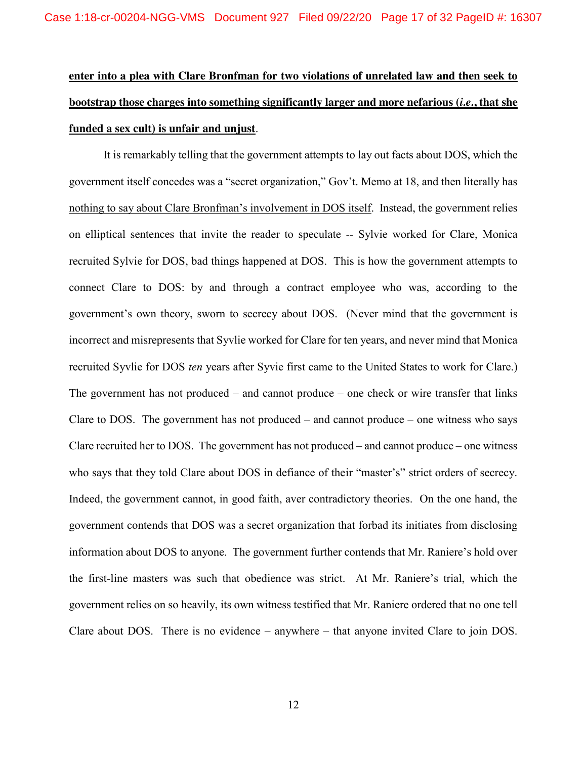**<u>enter into a plea with Clare Bronfman for two violations of unrelated law and then seek to bootstrap those charges into something significantly larger and more nefarious (*i.e.*, that she funded a sex cult) is unfair and unjust</u>**.

It is remarkably telling that the government attempts to lay out facts about DOS, which the government itself concedes was a "secret organization," Gov't. Memo at 18, and then literally has <u>nothing to say about Clare Bronfman's involvement in DOS itself</u>. Instead, the government relies on elliptical sentences that invite the reader to speculate -- Sylvie worked for Clare, Monica recruited Sylvie for DOS, bad things happened at DOS. This is how the government attempts to connect Clare to DOS: by and through a contract employee who was, according to the government's own theory, sworn to secrecy about DOS. (Never mind that the government is incorrect and misrepresents that Syvlie worked for Clare for ten years, and never mind that Monica recruited Syvlie for DOS *ten* years after Syvie first came to the United States to work for Clare.) The government has not produced – and cannot produce – one check or wire transfer that links Clare to DOS. The government has not produced – and cannot produce – one witness who says Clare recruited her to DOS. The government has not produced – and cannot produce – one witness who says that they told Clare about DOS in defiance of their "master's" strict orders of secrecy. Indeed, the government cannot, in good faith, aver contradictory theories. On the one hand, the government contends that DOS was a secret organization that forbad its initiates from disclosing information about DOS to anyone. The government further contends that Mr. Raniere's hold over the first-line masters was such that obedience was strict. At Mr. Raniere's trial, which the government relies on so heavily, its own witness testified that Mr. Raniere ordered that no one tell Clare about DOS. There is no evidence – anywhere – that anyone invited Clare to join DOS.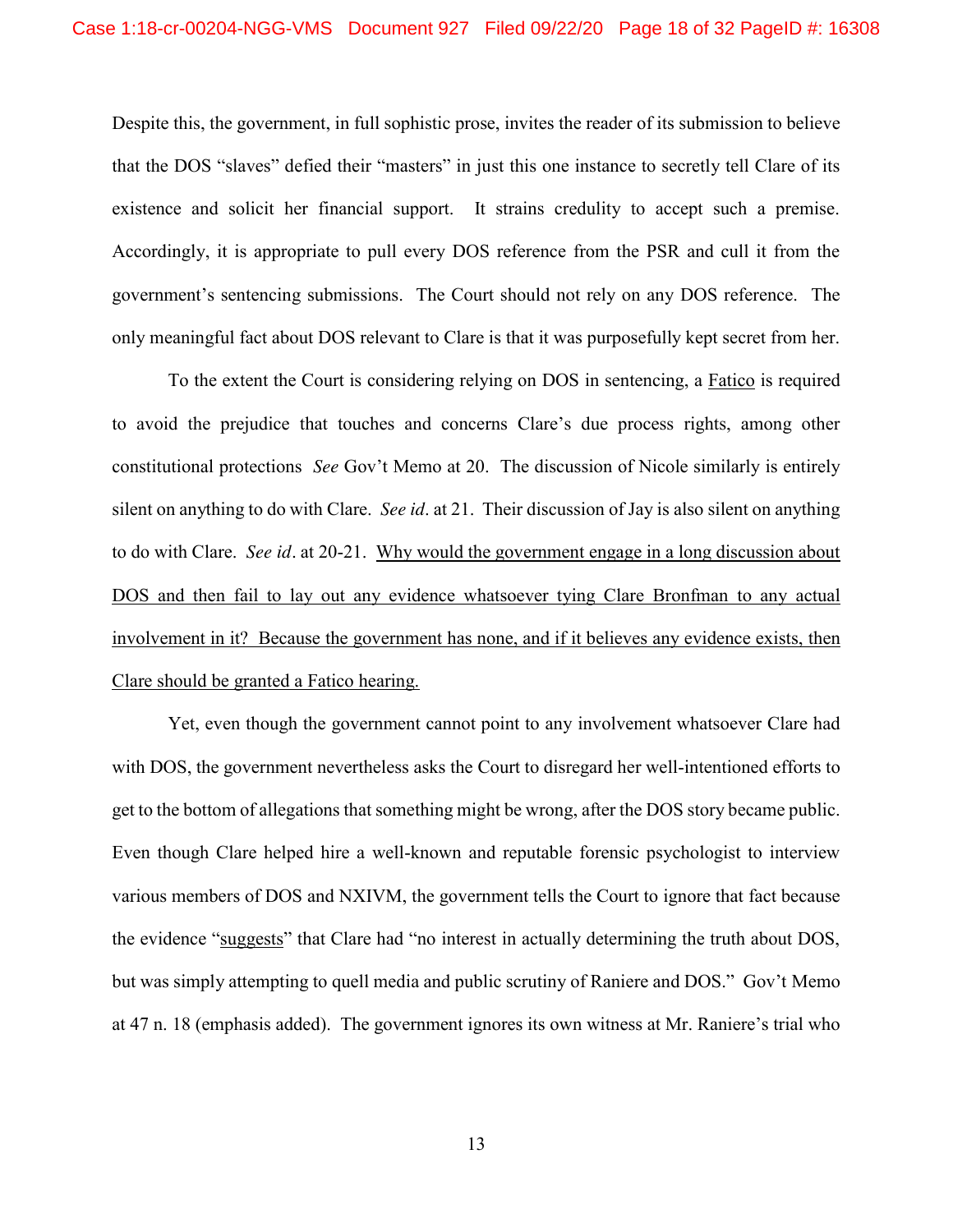Despite this, the government, in full sophistic prose, invites the reader of its submission to believe that the DOS "slaves" defied their "masters" in just this one instance to secretly tell Clare of its existence and solicit her financial support. It strains credulity to accept such a premise. Accordingly, it is appropriate to pull every DOS reference from the PSR and cull it from the government's sentencing submissions. The Court should not rely on any DOS reference. The only meaningful fact about DOS relevant to Clare is that it was purposefully kept secret from her.

To the extent the Court is considering relying on DOS in sentencing, a <u>Fatico</u> is required to avoid the prejudice that touches and concerns Clare's due process rights, among other constitutional protections *See* Gov't Memo at 20. The discussion of Nicole similarly is entirely silent on anything to do with Clare. *See id*. at 21. Their discussion of Jay is also silent on anything to do with Clare. *See id*. at 20-21. <u>Why would the government engage in a long discussion about DOS and then fail to lay out any evidence whatsoever tying Clare Bronfman to any actual involvement in it? Because the government has none, and if it believes any evidence exists, then Clare should be granted a Fatico hearing.</u>

Yet, even though the government cannot point to any involvement whatsoever Clare had with DOS, the government nevertheless asks the Court to disregard her well-intentioned efforts to get to the bottom of allegations that something might be wrong, after the DOS story became public. Even though Clare helped hire a well-known and reputable forensic psychologist to interview various members of DOS and NXIVM, the government tells the Court to ignore that fact because the evidence "<u>suggests</u>" that Clare had "no interest in actually determining the truth about DOS, but was simply attempting to quell media and public scrutiny of Raniere and DOS." Gov't Memo at 47 n. 18 (emphasis added). The government ignores its own witness at Mr. Raniere's trial who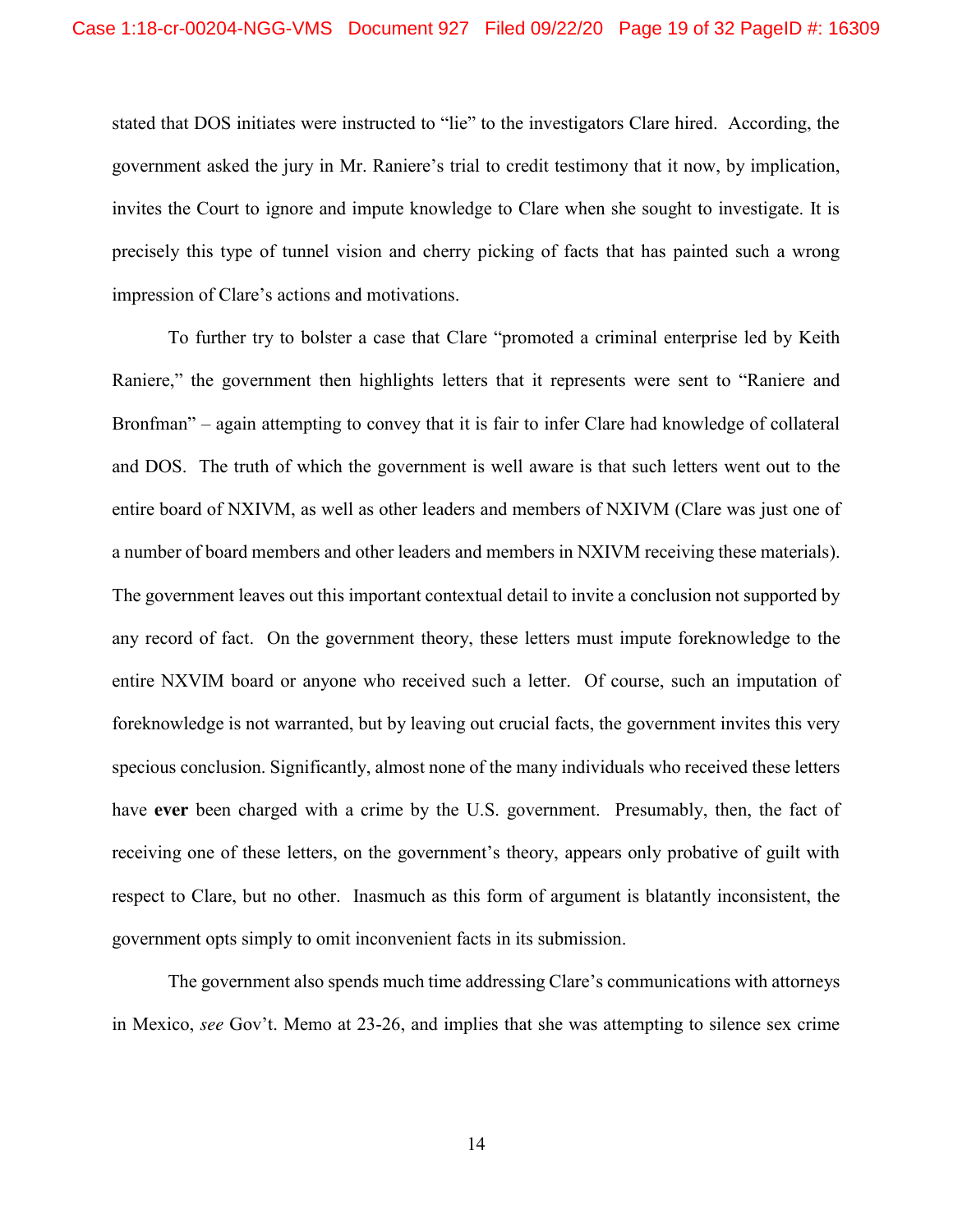stated that DOS initiates were instructed to "lie" to the investigators Clare hired. According, the government asked the jury in Mr. Raniere's trial to credit testimony that it now, by implication, invites the Court to ignore and impute knowledge to Clare when she sought to investigate. It is precisely this type of tunnel vision and cherry picking of facts that has painted such a wrong impression of Clare's actions and motivations.

To further try to bolster a case that Clare "promoted a criminal enterprise led by Keith Raniere," the government then highlights letters that it represents were sent to "Raniere and Bronfman" – again attempting to convey that it is fair to infer Clare had knowledge of collateral and DOS. The truth of which the government is well aware is that such letters went out to the entire board of NXIVM, as well as other leaders and members of NXIVM (Clare was just one of a number of board members and other leaders and members in NXIVM receiving these materials). The government leaves out this important contextual detail to invite a conclusion not supported by any record of fact. On the government theory, these letters must impute foreknowledge to the entire NXVIM board or anyone who received such a letter. Of course, such an imputation of foreknowledge is not warranted, but by leaving out crucial facts, the government invites this very specious conclusion. Significantly, almost none of the many individuals who received these letters have **ever** been charged with a crime by the U.S. government. Presumably, then, the fact of receiving one of these letters, on the government's theory, appears only probative of guilt with respect to Clare, but no other. Inasmuch as this form of argument is blatantly inconsistent, the government opts simply to omit inconvenient facts in its submission.

The government also spends much time addressing Clare's communications with attorneys in Mexico, *see* Gov't. Memo at 23-26, and implies that she was attempting to silence sex crime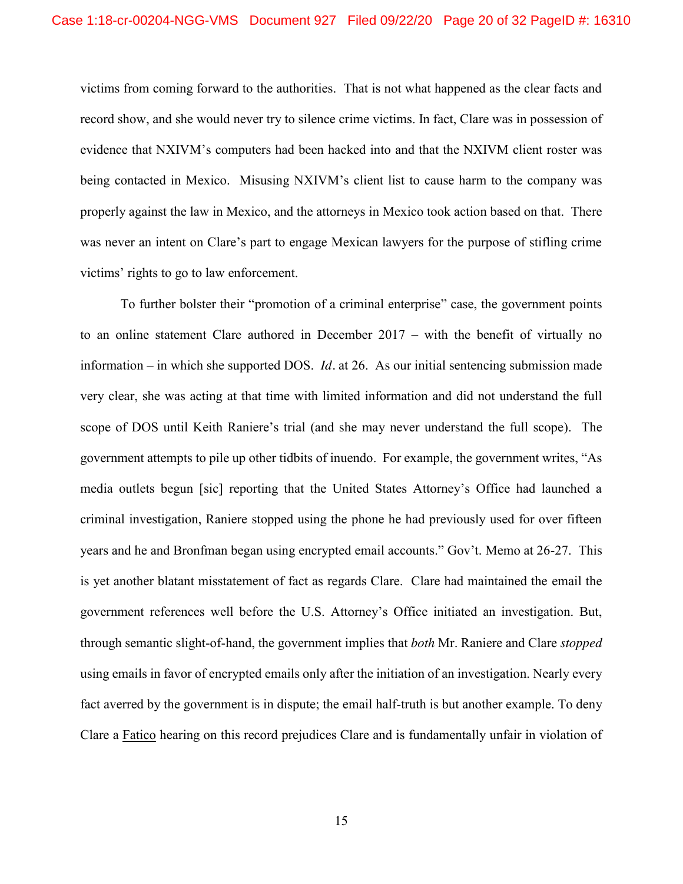victims from coming forward to the authorities. That is not what happened as the clear facts and record show, and she would never try to silence crime victims. In fact, Clare was in possession of evidence that NXIVM's computers had been hacked into and that the NXIVM client roster was being contacted in Mexico. Misusing NXIVM's client list to cause harm to the company was properly against the law in Mexico, and the attorneys in Mexico took action based on that. There was never an intent on Clare's part to engage Mexican lawyers for the purpose of stifling crime victims' rights to go to law enforcement.

To further bolster their "promotion of a criminal enterprise" case, the government points to an online statement Clare authored in December 2017 – with the benefit of virtually no information – in which she supported DOS. *Id*. at 26. As our initial sentencing submission made very clear, she was acting at that time with limited information and did not understand the full scope of DOS until Keith Raniere's trial (and she may never understand the full scope). The government attempts to pile up other tidbits of inuendo. For example, the government writes, "As media outlets begun [sic] reporting that the United States Attorney's Office had launched a criminal investigation, Raniere stopped using the phone he had previously used for over fifteen years and he and Bronfman began using encrypted email accounts." Gov't. Memo at 26-27. This is yet another blatant misstatement of fact as regards Clare. Clare had maintained the email the government references well before the U.S. Attorney's Office initiated an investigation. But, through semantic slight-of-hand, the government implies that *both* Mr. Raniere and Clare *stopped* using emails in favor of encrypted emails only after the initiation of an investigation. Nearly every fact averred by the government is in dispute; the email half-truth is but another example. To deny Clare a Fatico hearing on this record prejudices Clare and is fundamentally unfair in violation of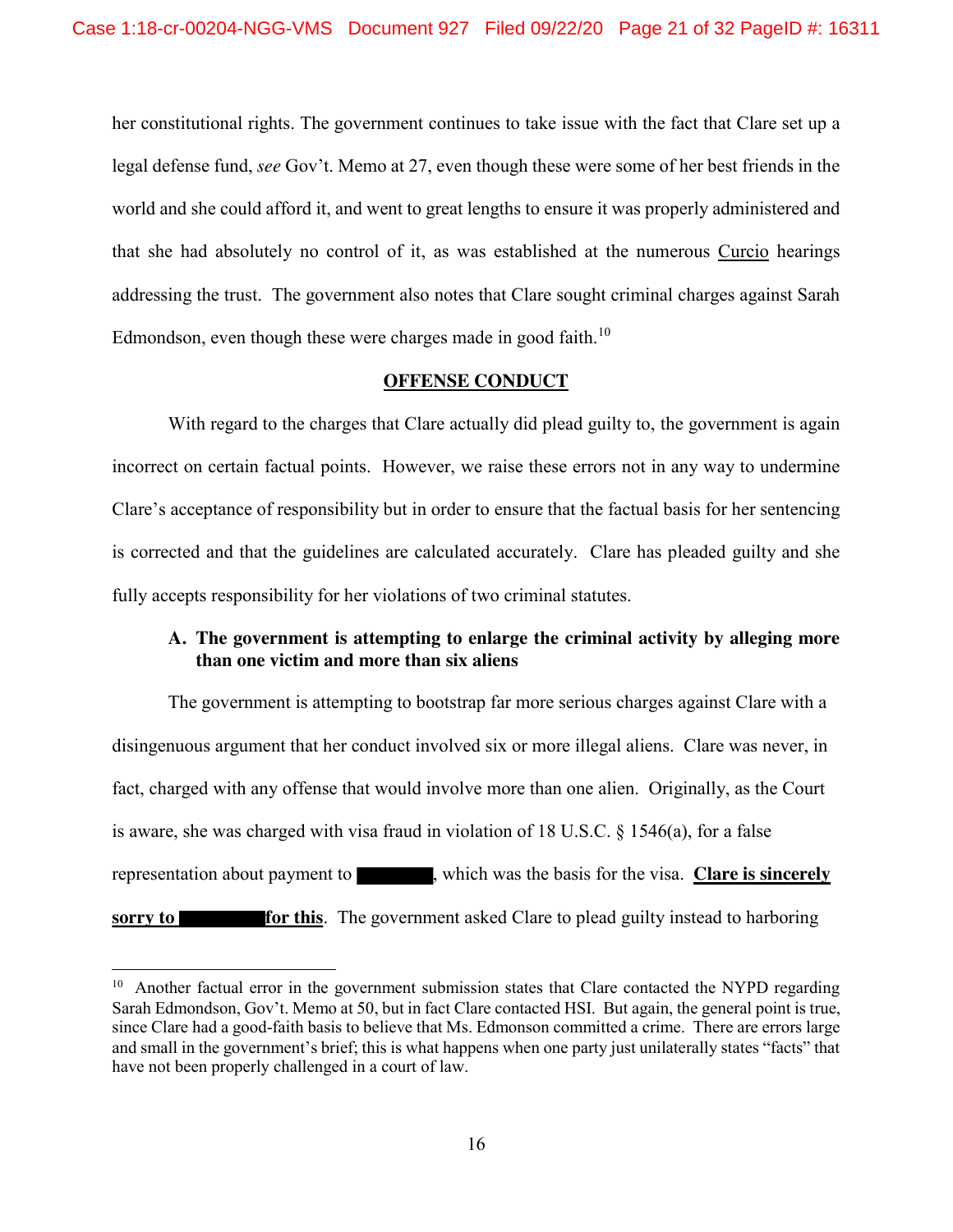her constitutional rights. The government continues to take issue with the fact that Clare set up a legal defense fund, *see* Gov't. Memo at 27, even though these were some of her best friends in the world and she could afford it, and went to great lengths to ensure it was properly administered and that she had absolutely no control of it, as was established at the numerous Curcio hearings addressing the trust. The government also notes that Clare sought criminal charges against Sarah Edmondson, even though these were charges made in good faith.[10]

## OFFENSE CONDUCT

With regard to the charges that Clare actually did plead guilty to, the government is again incorrect on certain factual points. However, we raise these errors not in any way to undermine Clare's acceptance of responsibility but in order to ensure that the factual basis for her sentencing is corrected and that the guidelines are calculated accurately. Clare has pleaded guilty and she fully accepts responsibility for her violations of two criminal statutes.

### A. The government is attempting to enlarge the criminal activity by alleging more than one victim and more than six aliens

The government is attempting to bootstrap far more serious charges against Clare with a disingenuous argument that her conduct involved six or more illegal aliens. Clare was never, in fact, charged with any offense that would involve more than one alien. Originally, as the Court is aware, she was charged with visa fraud in violation of 18 U.S.C. § 1546(a), for a false representation about payment to [REDACTED], which was the basis for the visa. **Clare is sincerely sorry to [REDACTED] for this**. The government asked Clare to plead guilty instead to harboring

[10] Another factual error in the government submission states that Clare contacted the NYPD regarding Sarah Edmondson, Gov't. Memo at 50, but in fact Clare contacted HSI. But again, the general point is true, since Clare had a good-faith basis to believe that Ms. Edmonson committed a crime. There are errors large and small in the government's brief; this is what happens when one party just unilaterally states "facts" that have not been properly challenged in a court of law.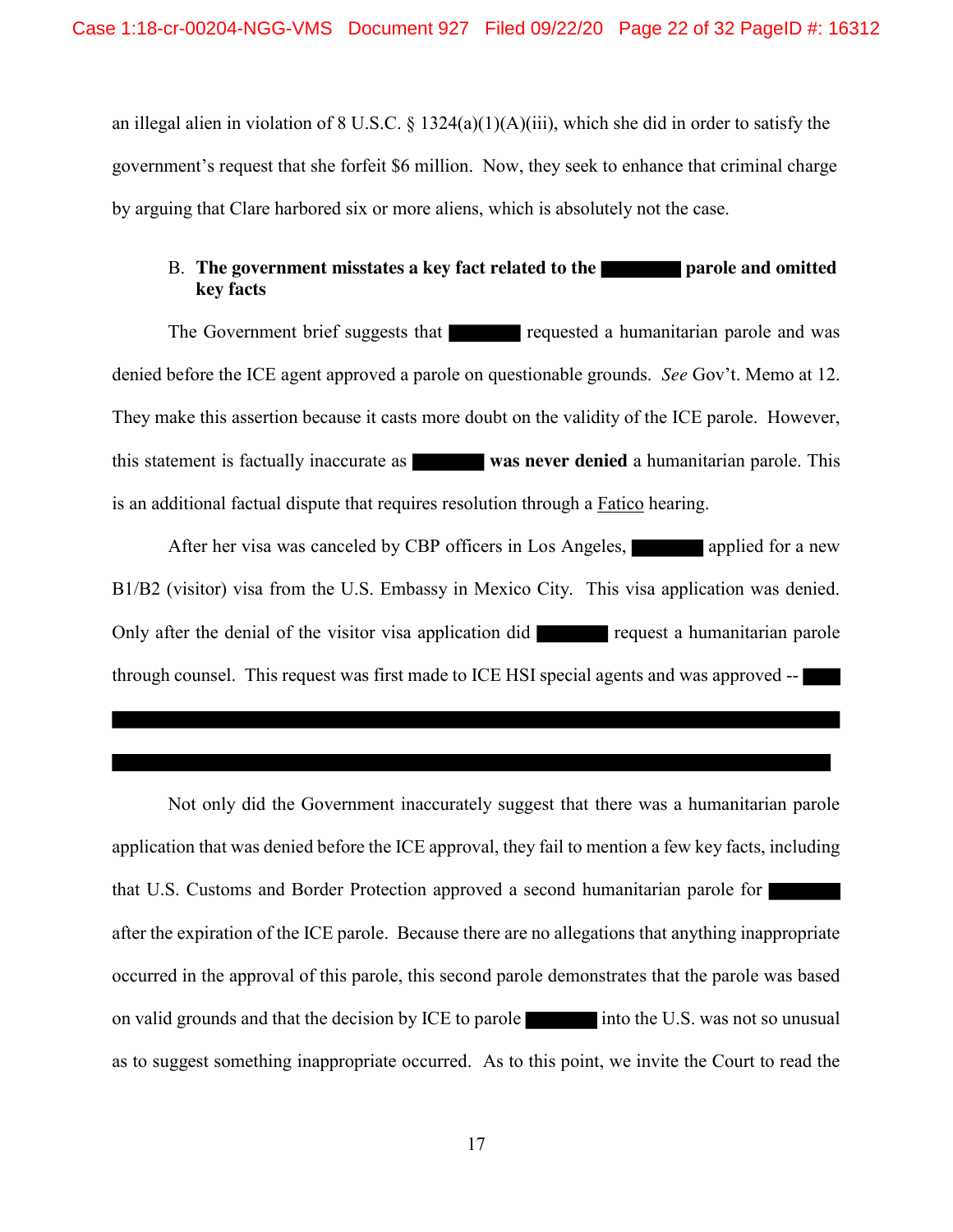an illegal alien in violation of 8 U.S.C. § 1324(a)(1)(A)(iii), which she did in order to satisfy the government's request that she forfeit $6 million. Now, they seek to enhance that criminal charge by arguing that Clare harbored six or more aliens, which is absolutely not the case.

B. **The government misstates a key fact related to the ██████ parole and omitted key facts**

The Government brief suggests that ██████ requested a humanitarian parole and was denied before the ICE agent approved a parole on questionable grounds. *See* Gov't. Memo at 12. They make this assertion because it casts more doubt on the validity of the ICE parole. However, this statement is factually inaccurate as ██████ **was never denied** a humanitarian parole. This is an additional factual dispute that requires resolution through a Fatico hearing.

After her visa was canceled by CBP officers in Los Angeles, ██████ applied for a new B1/B2 (visitor) visa from the U.S. Embassy in Mexico City. This visa application was denied. Only after the denial of the visitor visa application did ██████ request a humanitarian parole through counsel. This request was first made to ICE HSI special agents and was approved -- ███ ██████████████████████████████████████████████████ ██████████████████████████████████████████████████

Not only did the Government inaccurately suggest that there was a humanitarian parole application that was denied before the ICE approval, they fail to mention a few key facts, including that U.S. Customs and Border Protection approved a second humanitarian parole for ██████ after the expiration of the ICE parole. Because there are no allegations that anything inappropriate occurred in the approval of this parole, this second parole demonstrates that the parole was based on valid grounds and that the decision by ICE to parole ██████ into the U.S. was not so unusual as to suggest something inappropriate occurred. As to this point, we invite the Court to read the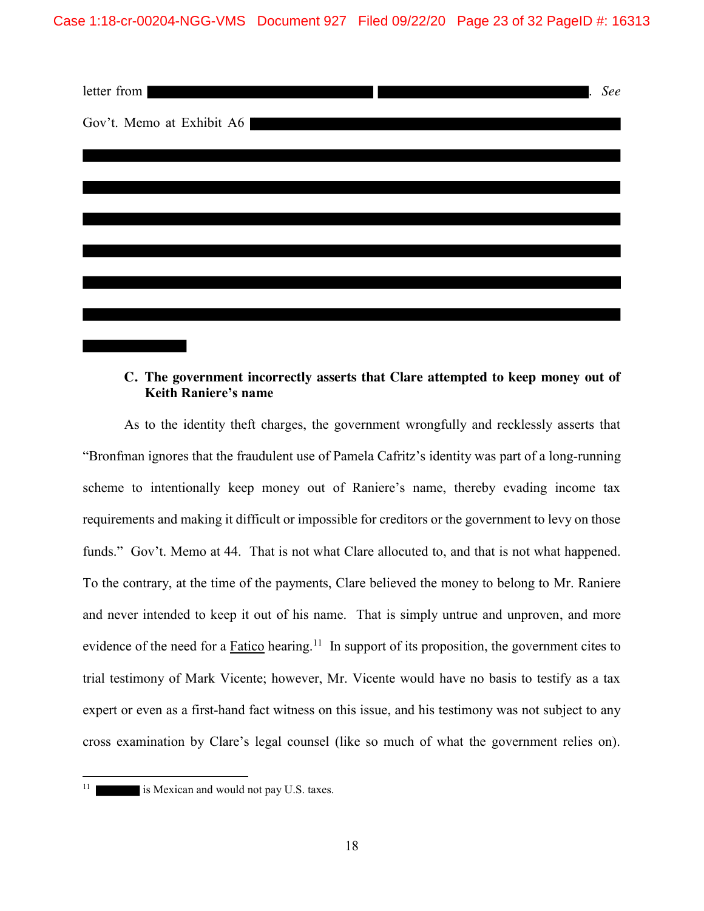letter from ████████████████ ████████████████. *See* Gov't. Memo at Exhibit A6 ████████████████████████████████

████████████████████████████████████████████████

████████████████████████████████████████████████

████████████████████████████████████████████████

████████████████████████████████████████████████

████████████████████████████████████████████████

████████████████████████████████████████████████

████████

**C. The government incorrectly asserts that Clare attempted to keep money out of Keith Raniere's name**

As to the identity theft charges, the government wrongfully and recklessly asserts that "Bronfman ignores that the fraudulent use of Pamela Cafritz's identity was part of a long-running scheme to intentionally keep money out of Raniere's name, thereby evading income tax requirements and making it difficult or impossible for creditors or the government to levy on those funds." Gov't. Memo at 44. That is not what Clare allocuted to, and that is not what happened. To the contrary, at the time of the payments, Clare believed the money to belong to Mr. Raniere and never intended to keep it out of his name. That is simply untrue and unproven, and more evidence of the need for a Fatico hearing.[11] In support of its proposition, the government cites to trial testimony of Mark Vicente; however, Mr. Vicente would have no basis to testify as a tax expert or even as a first-hand fact witness on this issue, and his testimony was not subject to any cross examination by Clare's legal counsel (like so much of what the government relies on).

---

[11] ████ is Mexican and would not pay U.S. taxes.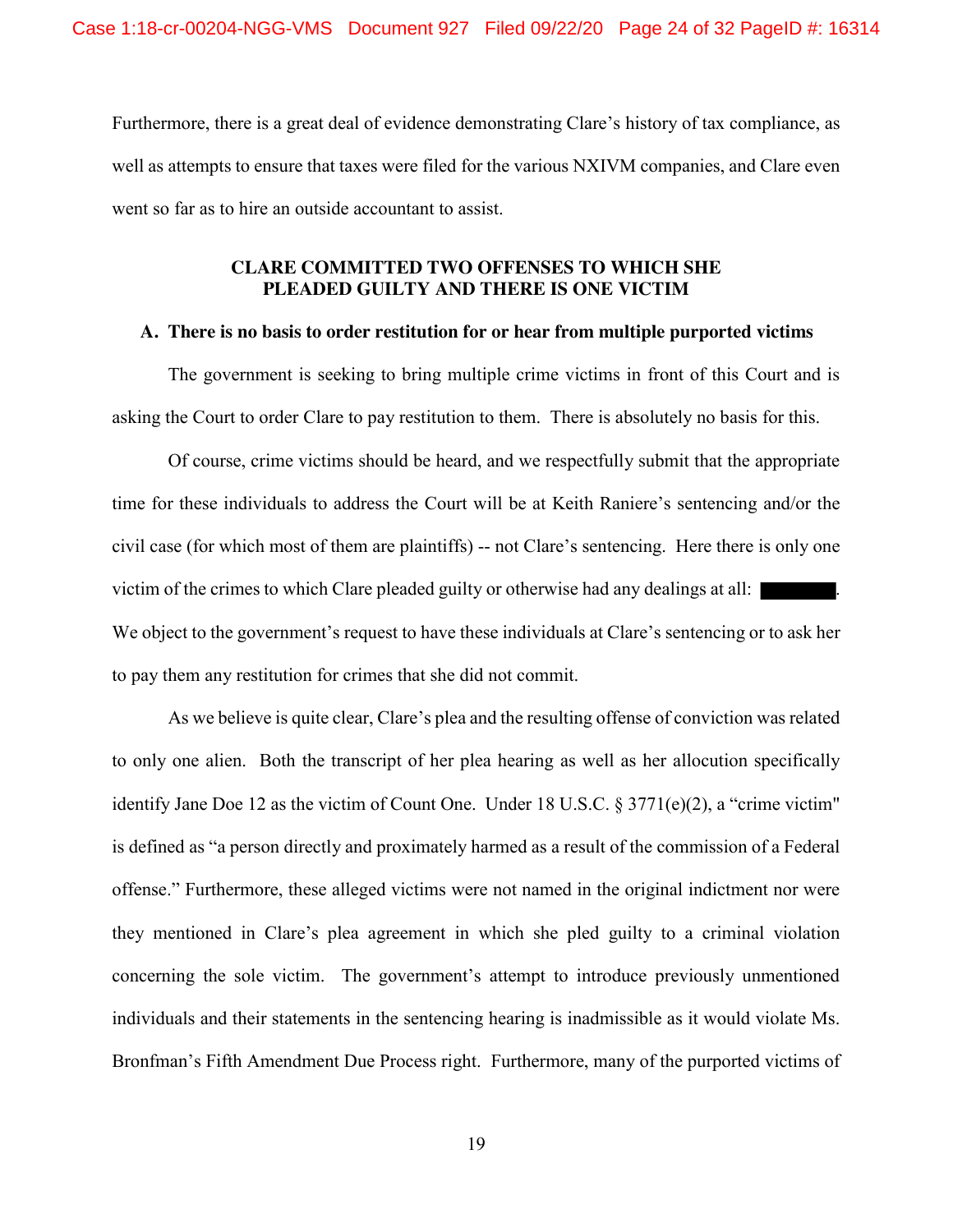Furthermore, there is a great deal of evidence demonstrating Clare's history of tax compliance, as well as attempts to ensure that taxes were filed for the various NXIVM companies, and Clare even went so far as to hire an outside accountant to assist.

**CLARE COMMITTED TWO OFFENSES TO WHICH SHE PLEADED GUILTY AND THERE IS ONE VICTIM**

**A. There is no basis to order restitution for or hear from multiple purported victims**

The government is seeking to bring multiple crime victims in front of this Court and is asking the Court to order Clare to pay restitution to them. There is absolutely no basis for this.

Of course, crime victims should be heard, and we respectfully submit that the appropriate time for these individuals to address the Court will be at Keith Raniere's sentencing and/or the civil case (for which most of them are plaintiffs) -- not Clare's sentencing. Here there is only one victim of the crimes to which Clare pleaded guilty or otherwise had any dealings at all: [REDACTED]. We object to the government's request to have these individuals at Clare's sentencing or to ask her to pay them any restitution for crimes that she did not commit.

As we believe is quite clear, Clare's plea and the resulting offense of conviction was related to only one alien. Both the transcript of her plea hearing as well as her allocution specifically identify Jane Doe 12 as the victim of Count One. Under 18 U.S.C. § 3771(e)(2), a "crime victim" is defined as "a person directly and proximately harmed as a result of the commission of a Federal offense." Furthermore, these alleged victims were not named in the original indictment nor were they mentioned in Clare's plea agreement in which she pled guilty to a criminal violation concerning the sole victim. The government's attempt to introduce previously unmentioned individuals and their statements in the sentencing hearing is inadmissible as it would violate Ms. Bronfman's Fifth Amendment Due Process right. Furthermore, many of the purported victims of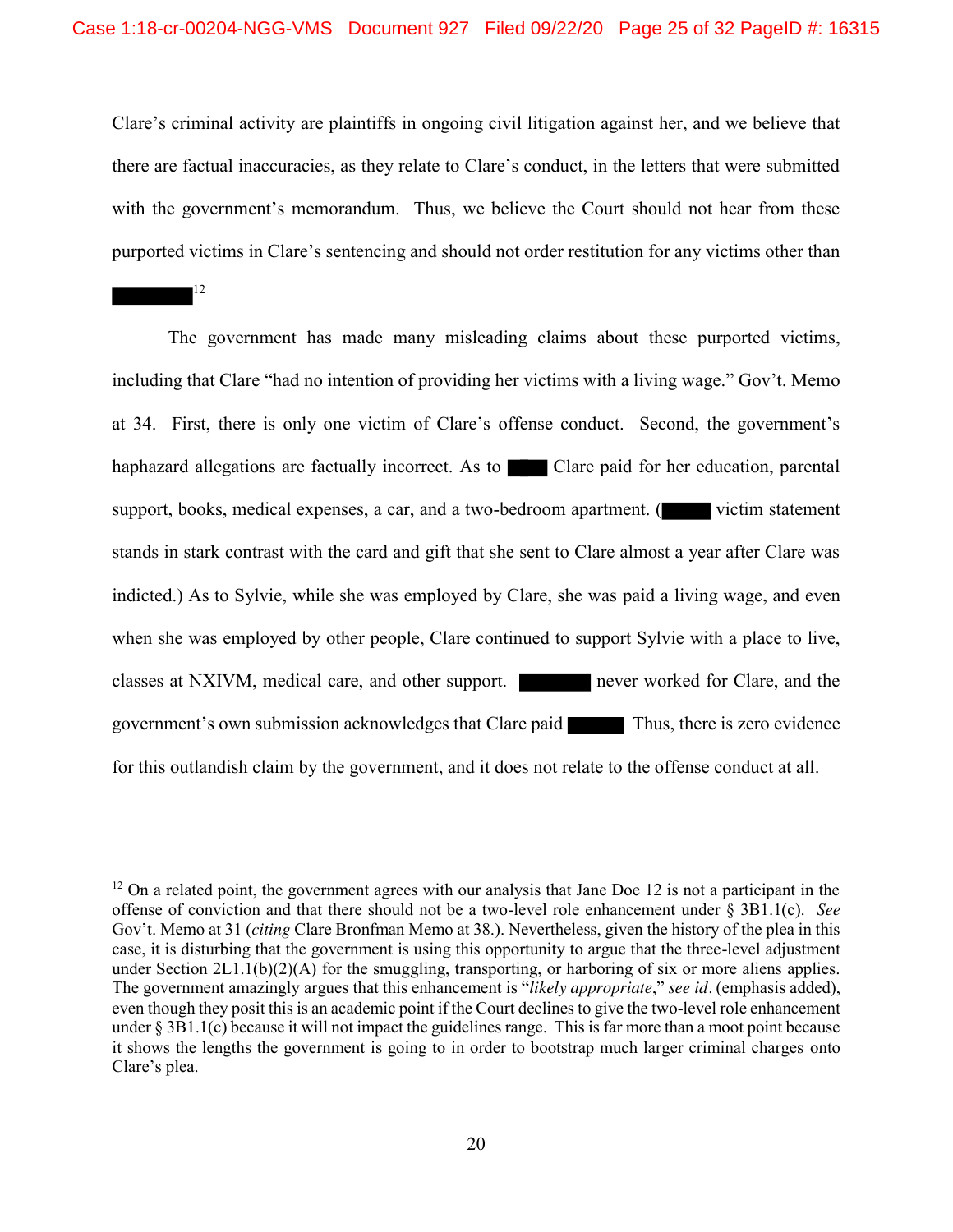Clare's criminal activity are plaintiffs in ongoing civil litigation against her, and we believe that there are factual inaccuracies, as they relate to Clare's conduct, in the letters that were submitted with the government's memorandum. Thus, we believe the Court should not hear from these purported victims in Clare's sentencing and should not order restitution for any victims other than ████████[12]

The government has made many misleading claims about these purported victims, including that Clare "had no intention of providing her victims with a living wage." Gov't. Memo at 34. First, there is only one victim of Clare's offense conduct. Second, the government's haphazard allegations are factually incorrect. As to ████ Clare paid for her education, parental support, books, medical expenses, a car, and a two-bedroom apartment. (█████ victim statement stands in stark contrast with the card and gift that she sent to Clare almost a year after Clare was indicted.) As to Sylvie, while she was employed by Clare, she was paid a living wage, and even when she was employed by other people, Clare continued to support Sylvie with a place to live, classes at NXIVM, medical care, and other support. ███████ never worked for Clare, and the government's own submission acknowledges that Clare paid █████ Thus, there is zero evidence for this outlandish claim by the government, and it does not relate to the offense conduct at all.

---

[12] On a related point, the government agrees with our analysis that Jane Doe 12 is not a participant in the offense of conviction and that there should not be a two-level role enhancement under § 3B1.1(c). *See* Gov't. Memo at 31 (*citing* Clare Bronfman Memo at 38.). Nevertheless, given the history of the plea in this case, it is disturbing that the government is using this opportunity to argue that the three-level adjustment under Section 2L1.1(b)(2)(A) for the smuggling, transporting, or harboring of six or more aliens applies. The government amazingly argues that this enhancement is "*likely appropriate*," *see id*. (emphasis added), even though they posit this is an academic point if the Court declines to give the two-level role enhancement under § 3B1.1(c) because it will not impact the guidelines range. This is far more than a moot point because it shows the lengths the government is going to in order to bootstrap much larger criminal charges onto Clare's plea.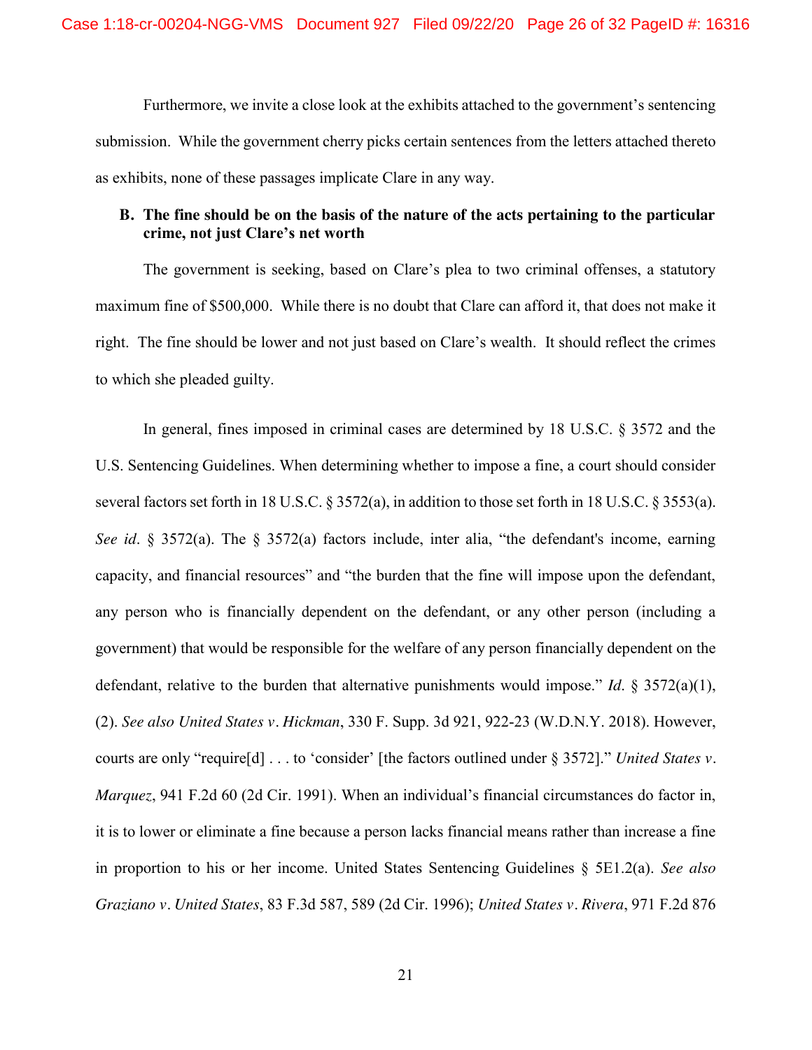Furthermore, we invite a close look at the exhibits attached to the government's sentencing submission. While the government cherry picks certain sentences from the letters attached thereto as exhibits, none of these passages implicate Clare in any way.

### B. The fine should be on the basis of the nature of the acts pertaining to the particular crime, not just Clare's net worth

The government is seeking, based on Clare's plea to two criminal offenses, a statutory maximum fine of $500,000. While there is no doubt that Clare can afford it, that does not make it right. The fine should be lower and not just based on Clare's wealth. It should reflect the crimes to which she pleaded guilty.

In general, fines imposed in criminal cases are determined by 18 U.S.C. § 3572 and the U.S. Sentencing Guidelines. When determining whether to impose a fine, a court should consider several factors set forth in 18 U.S.C. § 3572(a), in addition to those set forth in 18 U.S.C. § 3553(a). *See id*. § 3572(a). The § 3572(a) factors include, inter alia, "the defendant's income, earning capacity, and financial resources" and "the burden that the fine will impose upon the defendant, any person who is financially dependent on the defendant, or any other person (including a government) that would be responsible for the welfare of any person financially dependent on the defendant, relative to the burden that alternative punishments would impose." *Id*. § 3572(a)(1), (2). *See also United States v. Hickman*, 330 F. Supp. 3d 921, 922-23 (W.D.N.Y. 2018). However, courts are only "require[d] . . . to 'consider' [the factors outlined under § 3572]." *United States v. Marquez*, 941 F.2d 60 (2d Cir. 1991). When an individual's financial circumstances do factor in, it is to lower or eliminate a fine because a person lacks financial means rather than increase a fine in proportion to his or her income. United States Sentencing Guidelines § 5E1.2(a). *See also Graziano v. United States*, 83 F.3d 587, 589 (2d Cir. 1996); *United States v. Rivera*, 971 F.2d 876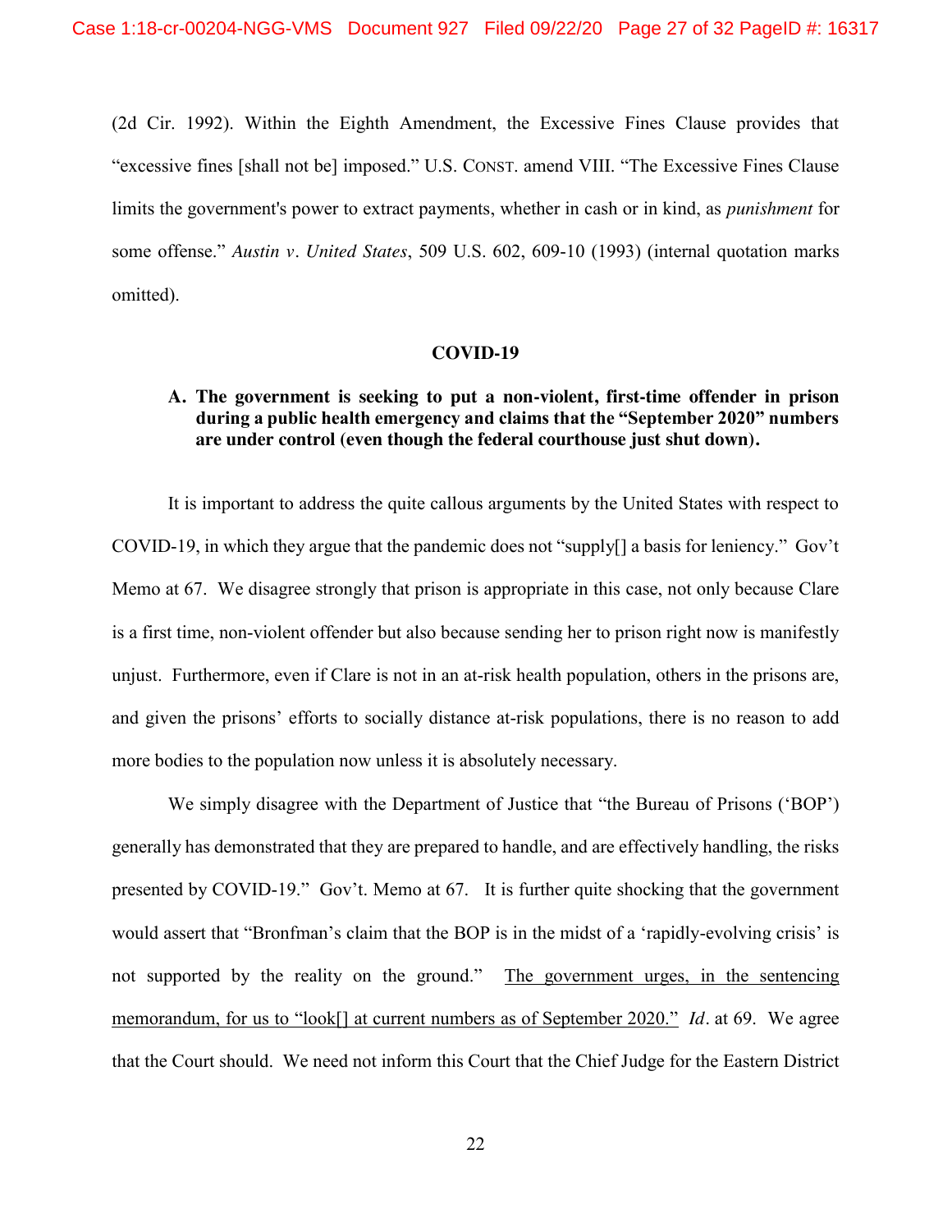(2d Cir. 1992). Within the Eighth Amendment, the Excessive Fines Clause provides that "excessive fines [shall not be] imposed." U.S. CONST. amend VIII. "The Excessive Fines Clause limits the government's power to extract payments, whether in cash or in kind, as *punishment* for some offense." *Austin v. United States*, 509 U.S. 602, 609-10 (1993) (internal quotation marks omitted).

## COVID-19

### A. The government is seeking to put a non-violent, first-time offender in prison during a public health emergency and claims that the "September 2020" numbers are under control (even though the federal courthouse just shut down).

It is important to address the quite callous arguments by the United States with respect to COVID-19, in which they argue that the pandemic does not "supply[] a basis for leniency." Gov't Memo at 67. We disagree strongly that prison is appropriate in this case, not only because Clare is a first time, non-violent offender but also because sending her to prison right now is manifestly unjust. Furthermore, even if Clare is not in an at-risk health population, others in the prisons are, and given the prisons' efforts to socially distance at-risk populations, there is no reason to add more bodies to the population now unless it is absolutely necessary.

We simply disagree with the Department of Justice that "the Bureau of Prisons ('BOP') generally has demonstrated that they are prepared to handle, and are effectively handling, the risks presented by COVID-19." Gov't. Memo at 67. It is further quite shocking that the government would assert that "Bronfman's claim that the BOP is in the midst of a 'rapidly-evolving crisis' is not supported by the reality on the ground." <u>The government urges, in the sentencing memorandum, for us to "look[] at current numbers as of September 2020."</u> *Id*. at 69. We agree that the Court should. We need not inform this Court that the Chief Judge for the Eastern District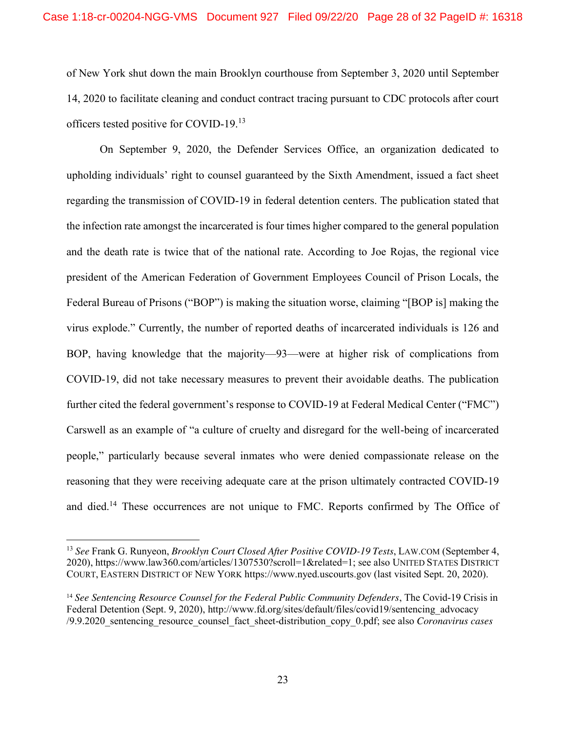of New York shut down the main Brooklyn courthouse from September 3, 2020 until September 14, 2020 to facilitate cleaning and conduct contract tracing pursuant to CDC protocols after court officers tested positive for COVID-19.[13]

On September 9, 2020, the Defender Services Office, an organization dedicated to upholding individuals' right to counsel guaranteed by the Sixth Amendment, issued a fact sheet regarding the transmission of COVID-19 in federal detention centers. The publication stated that the infection rate amongst the incarcerated is four times higher compared to the general population and the death rate is twice that of the national rate. According to Joe Rojas, the regional vice president of the American Federation of Government Employees Council of Prison Locals, the Federal Bureau of Prisons ("BOP") is making the situation worse, claiming "[BOP is] making the virus explode." Currently, the number of reported deaths of incarcerated individuals is 126 and BOP, having knowledge that the majority—93—were at higher risk of complications from COVID-19, did not take necessary measures to prevent their avoidable deaths. The publication further cited the federal government's response to COVID-19 at Federal Medical Center ("FMC") Carswell as an example of "a culture of cruelty and disregard for the well-being of incarcerated people," particularly because several inmates who were denied compassionate release on the reasoning that they were receiving adequate care at the prison ultimately contracted COVID-19 and died.[14] These occurrences are not unique to FMC. Reports confirmed by The Office of

---

[13] *See* Frank G. Runyeon, *Brooklyn Court Closed After Positive COVID-19 Tests*, LAW.COM (September 4, 2020), https://www.law360.com/articles/1307530?scroll=1&related=1; see also UNITED STATES DISTRICT COURT, EASTERN DISTRICT OF NEW YORK https://www.nyed.uscourts.gov (last visited Sept. 20, 2020).

[14] *See Sentencing Resource Counsel for the Federal Public Community Defenders*, The Covid-19 Crisis in Federal Detention (Sept. 9, 2020), http://www.fd.org/sites/default/files/covid19/sentencing_advocacy/9.9.2020_sentencing_resource_counsel_fact_sheet-distribution_copy_0.pdf; see also *Coronavirus cases*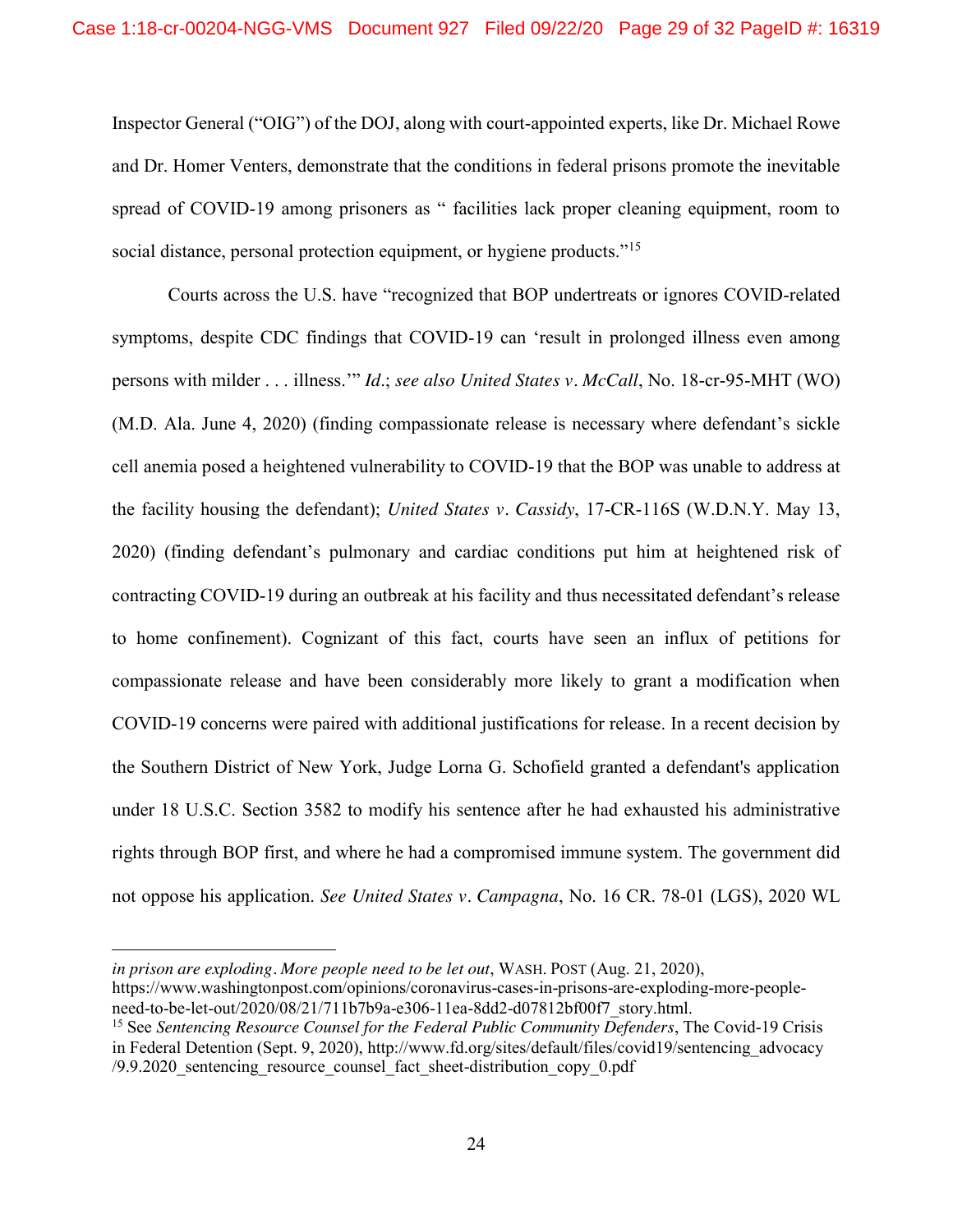Inspector General ("OIG") of the DOJ, along with court-appointed experts, like Dr. Michael Rowe and Dr. Homer Venters, demonstrate that the conditions in federal prisons promote the inevitable spread of COVID-19 among prisoners as " facilities lack proper cleaning equipment, room to social distance, personal protection equipment, or hygiene products."[15]

Courts across the U.S. have "recognized that BOP undertreats or ignores COVID-related symptoms, despite CDC findings that COVID-19 can 'result in prolonged illness even among persons with milder . . . illness.'" *Id.*; *see also United States v. McCall*, No. 18-cr-95-MHT (WO) (M.D. Ala. June 4, 2020) (finding compassionate release is necessary where defendant's sickle cell anemia posed a heightened vulnerability to COVID-19 that the BOP was unable to address at the facility housing the defendant); *United States v. Cassidy*, 17-CR-116S (W.D.N.Y. May 13, 2020) (finding defendant's pulmonary and cardiac conditions put him at heightened risk of contracting COVID-19 during an outbreak at his facility and thus necessitated defendant's release to home confinement). Cognizant of this fact, courts have seen an influx of petitions for compassionate release and have been considerably more likely to grant a modification when COVID-19 concerns were paired with additional justifications for release. In a recent decision by the Southern District of New York, Judge Lorna G. Schofield granted a defendant's application under 18 U.S.C. Section 3582 to modify his sentence after he had exhausted his administrative rights through BOP first, and where he had a compromised immune system. The government did not oppose his application. *See United States v. Campagna*, No. 16 CR. 78-01 (LGS), 2020 WL

---

*in prison are exploding. More people need to be let out*, WASH. POST (Aug. 21, 2020), https://www.washingtonpost.com/opinions/coronavirus-cases-in-prisons-are-exploding-more-people-need-to-be-let-out/2020/08/21/711b7b9a-e306-11ea-8dd2-d07812bf00f7_story.html.

[15] See *Sentencing Resource Counsel for the Federal Public Community Defenders*, The Covid-19 Crisis in Federal Detention (Sept. 9, 2020), http://www.fd.org/sites/default/files/covid19/sentencing_advocacy/9.9.2020_sentencing_resource_counsel_fact_sheet-distribution_copy_0.pdf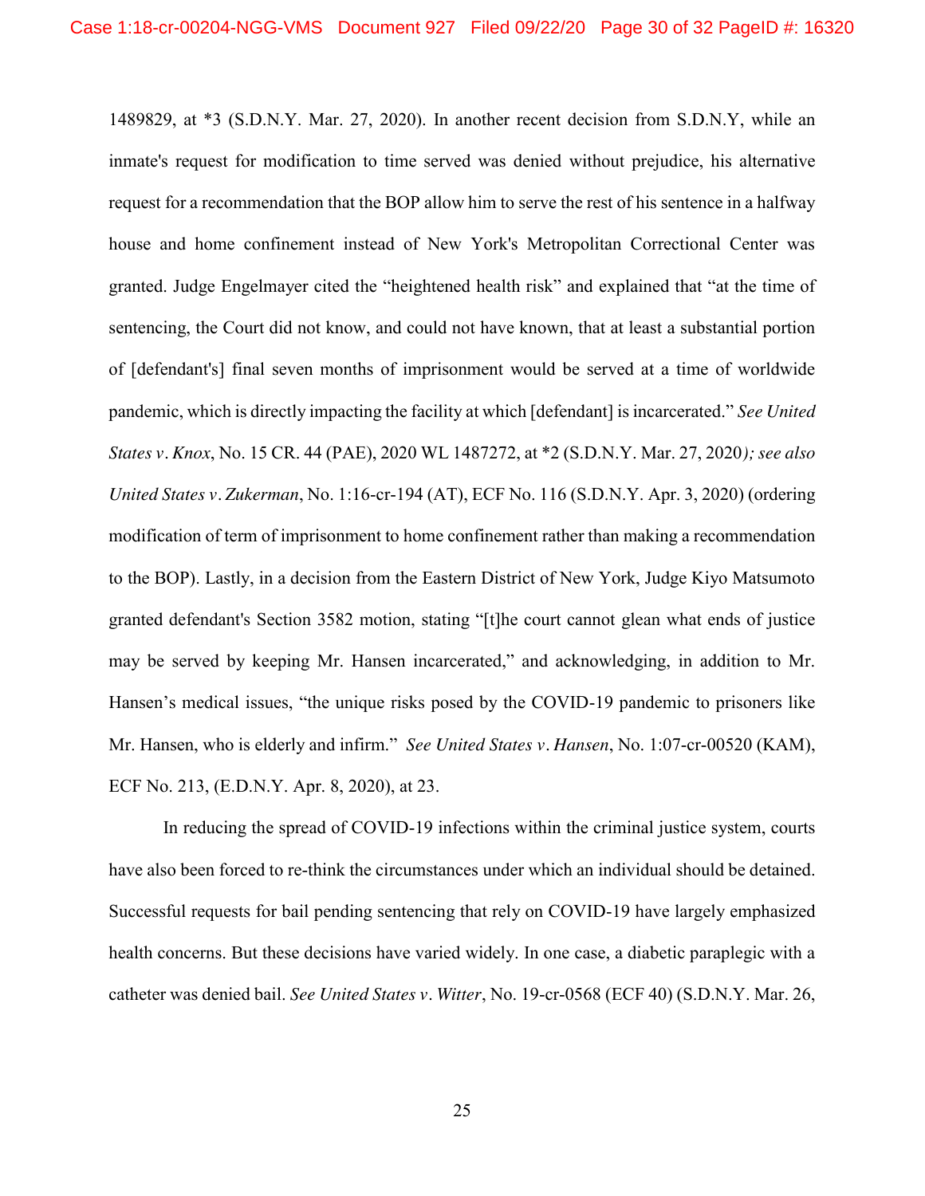1489829, at *3 (S.D.N.Y. Mar. 27, 2020). In another recent decision from S.D.N.Y, while an inmate's request for modification to time served was denied without prejudice, his alternative request for a recommendation that the BOP allow him to serve the rest of his sentence in a halfway house and home confinement instead of New York's Metropolitan Correctional Center was granted. Judge Engelmayer cited the "heightened health risk" and explained that "at the time of sentencing, the Court did not know, and could not have known, that at least a substantial portion of [defendant's] final seven months of imprisonment would be served at a time of worldwide pandemic, which is directly impacting the facility at which [defendant] is incarcerated." *See United States v. Knox*, No. 15 CR. 44 (PAE), 2020 WL 1487272, at *2 (S.D.N.Y. Mar. 27, 2020*); see also United States v. Zukerman*, No. 1:16-cr-194 (AT), ECF No. 116 (S.D.N.Y. Apr. 3, 2020) (ordering modification of term of imprisonment to home confinement rather than making a recommendation to the BOP). Lastly, in a decision from the Eastern District of New York, Judge Kiyo Matsumoto granted defendant's Section 3582 motion, stating "[t]he court cannot glean what ends of justice may be served by keeping Mr. Hansen incarcerated," and acknowledging, in addition to Mr. Hansen's medical issues, "the unique risks posed by the COVID-19 pandemic to prisoners like Mr. Hansen, who is elderly and infirm." *See United States v. Hansen*, No. 1:07-cr-00520 (KAM), ECF No. 213, (E.D.N.Y. Apr. 8, 2020), at 23.

In reducing the spread of COVID-19 infections within the criminal justice system, courts have also been forced to re-think the circumstances under which an individual should be detained. Successful requests for bail pending sentencing that rely on COVID-19 have largely emphasized health concerns. But these decisions have varied widely. In one case, a diabetic paraplegic with a catheter was denied bail. *See United States v. Witter*, No. 19-cr-0568 (ECF 40) (S.D.N.Y. Mar. 26,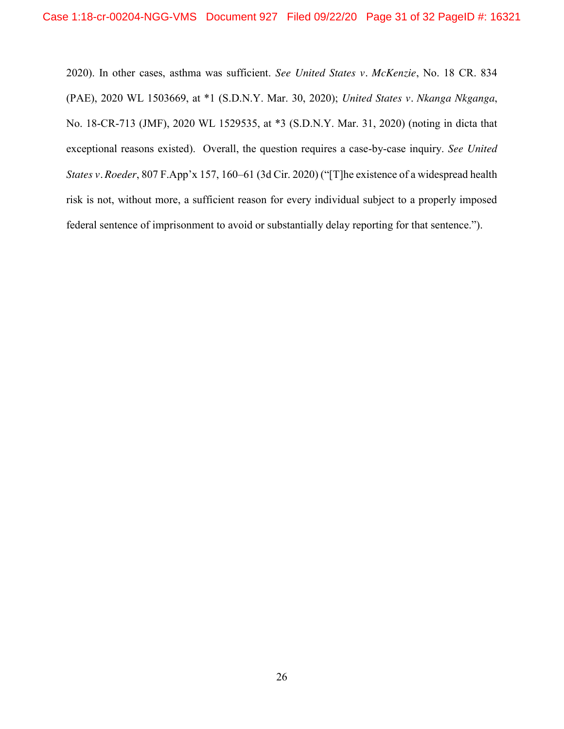2020). In other cases, asthma was sufficient. *See United States v. McKenzie*, No. 18 CR. 834 (PAE), 2020 WL 1503669, at *1 (S.D.N.Y. Mar. 30, 2020); *United States v. Nkanga Nkganga*, No. 18-CR-713 (JMF), 2020 WL 1529535, at *3 (S.D.N.Y. Mar. 31, 2020) (noting in dicta that exceptional reasons existed). Overall, the question requires a case-by-case inquiry. *See United States v. Roeder*, 807 F.App'x 157, 160–61 (3d Cir. 2020) ("[T]he existence of a widespread health risk is not, without more, a sufficient reason for every individual subject to a properly imposed federal sentence of imprisonment to avoid or substantially delay reporting for that sentence.").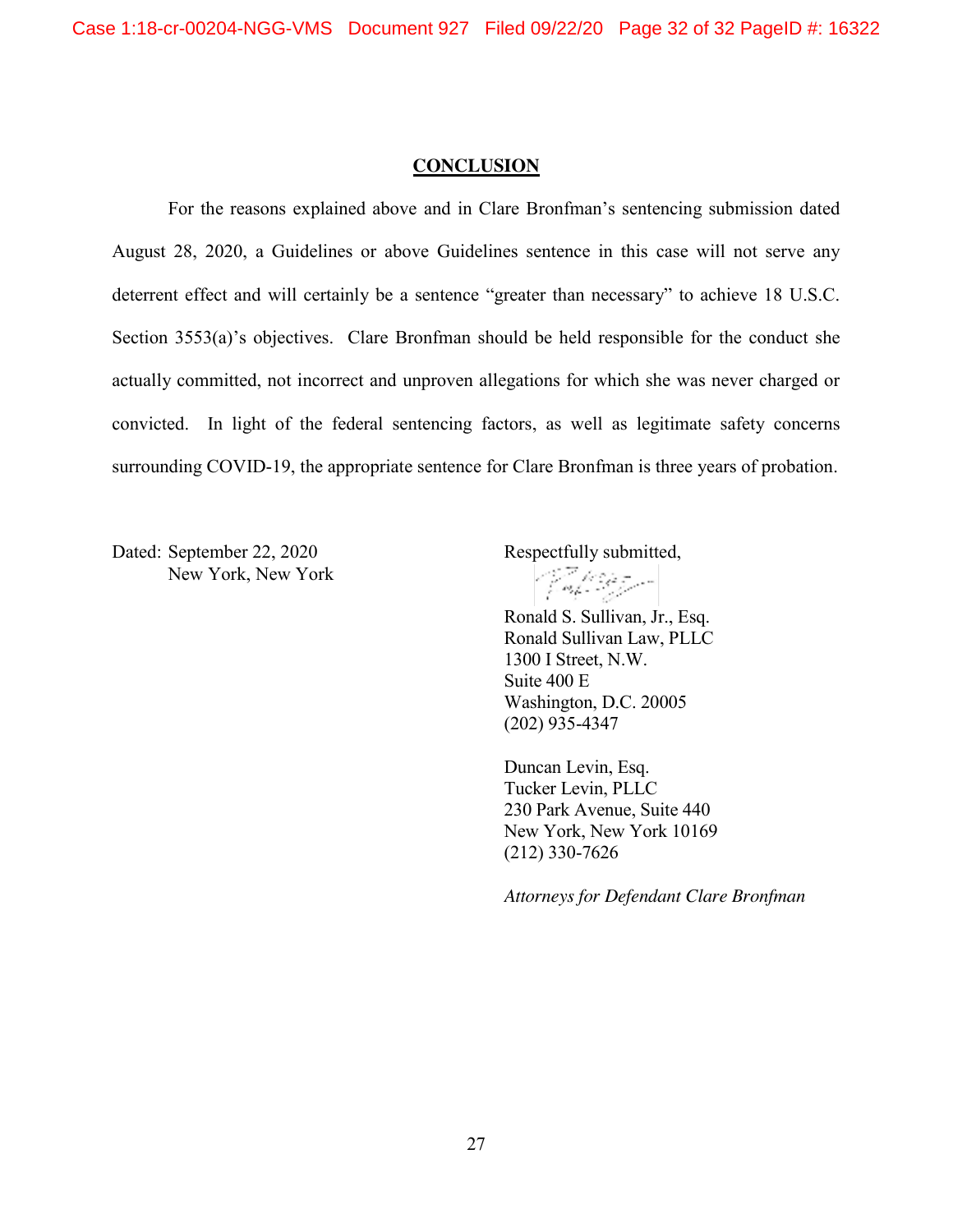## CONCLUSION

For the reasons explained above and in Clare Bronfman's sentencing submission dated August 28, 2020, a Guidelines or above Guidelines sentence in this case will not serve any deterrent effect and will certainly be a sentence "greater than necessary" to achieve 18 U.S.C. Section 3553(a)'s objectives. Clare Bronfman should be held responsible for the conduct she actually committed, not incorrect and unproven allegations for which she was never charged or convicted. In light of the federal sentencing factors, as well as legitimate safety concerns surrounding COVID-19, the appropriate sentence for Clare Bronfman is three years of probation.

Dated: September 22, 2020
New York, New York

Respectfully submitted,

Ronald S. Sullivan, Jr., Esq.
Ronald Sullivan Law, PLLC
1300 I Street, N.W.
Suite 400 E
Washington, D.C. 20005
(202) 935-4347

Duncan Levin, Esq.
Tucker Levin, PLLC
230 Park Avenue, Suite 440
New York, New York 10169
(212) 330-7626

*Attorneys for Defendant Clare Bronfman*